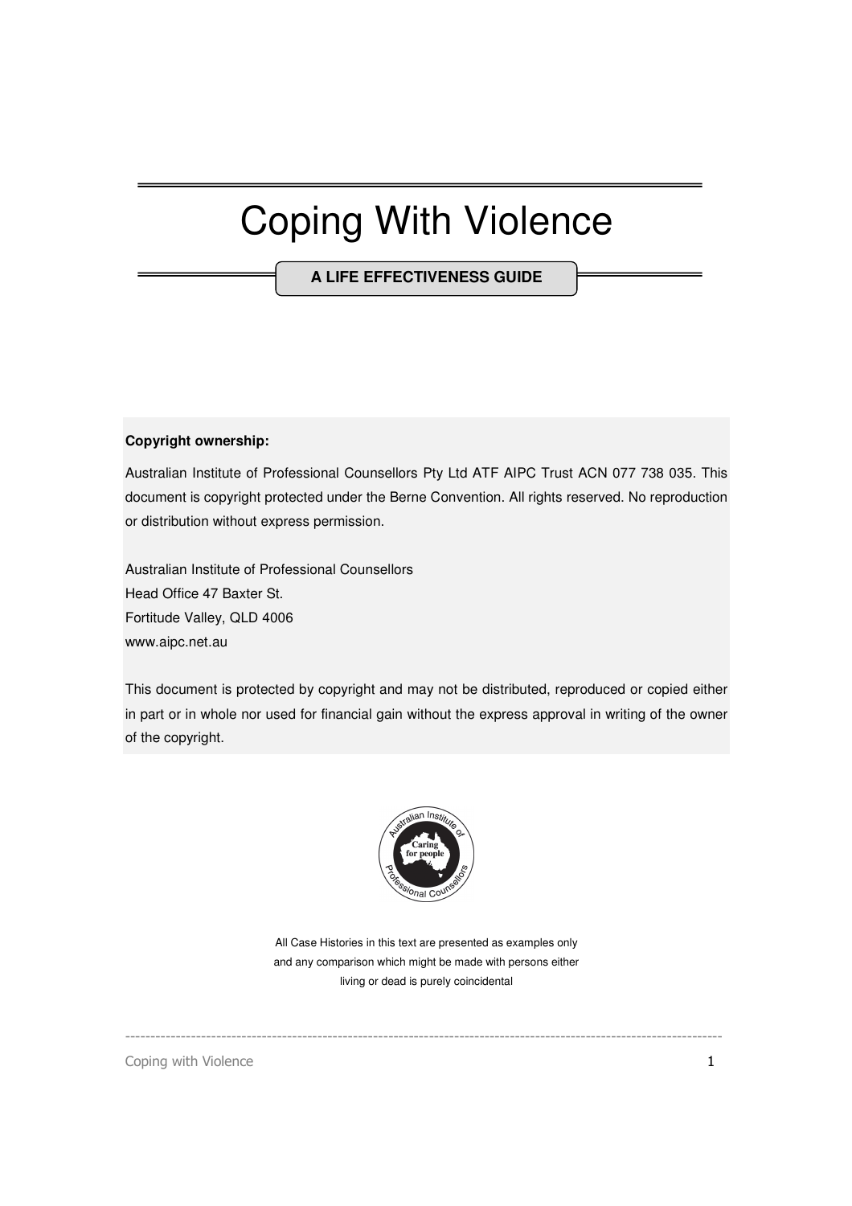# Coping With Violence

**A LIFE EFFECTIVENESS GUIDE**

**Copyright ownership:**

Australian Institute of Professional Counsellors Pty Ltd ATF AIPC Trust ACN 077 738 035. This document is copyright protected under the Berne Convention. All rights reserved. No reproduction or distribution without express permission.

Australian Institute of Professional Counsellors
Head Office 47 Baxter St.
Fortitude Valley, QLD 4006
www.aipc.net.au

This document is protected by copyright and may not be distributed, reproduced or copied either in part or in whole nor used for financial gain without the express approval in writing of the owner of the copyright.

All Case Histories in this text are presented as examples only and any comparison which might be made with persons either living or dead is purely coincidental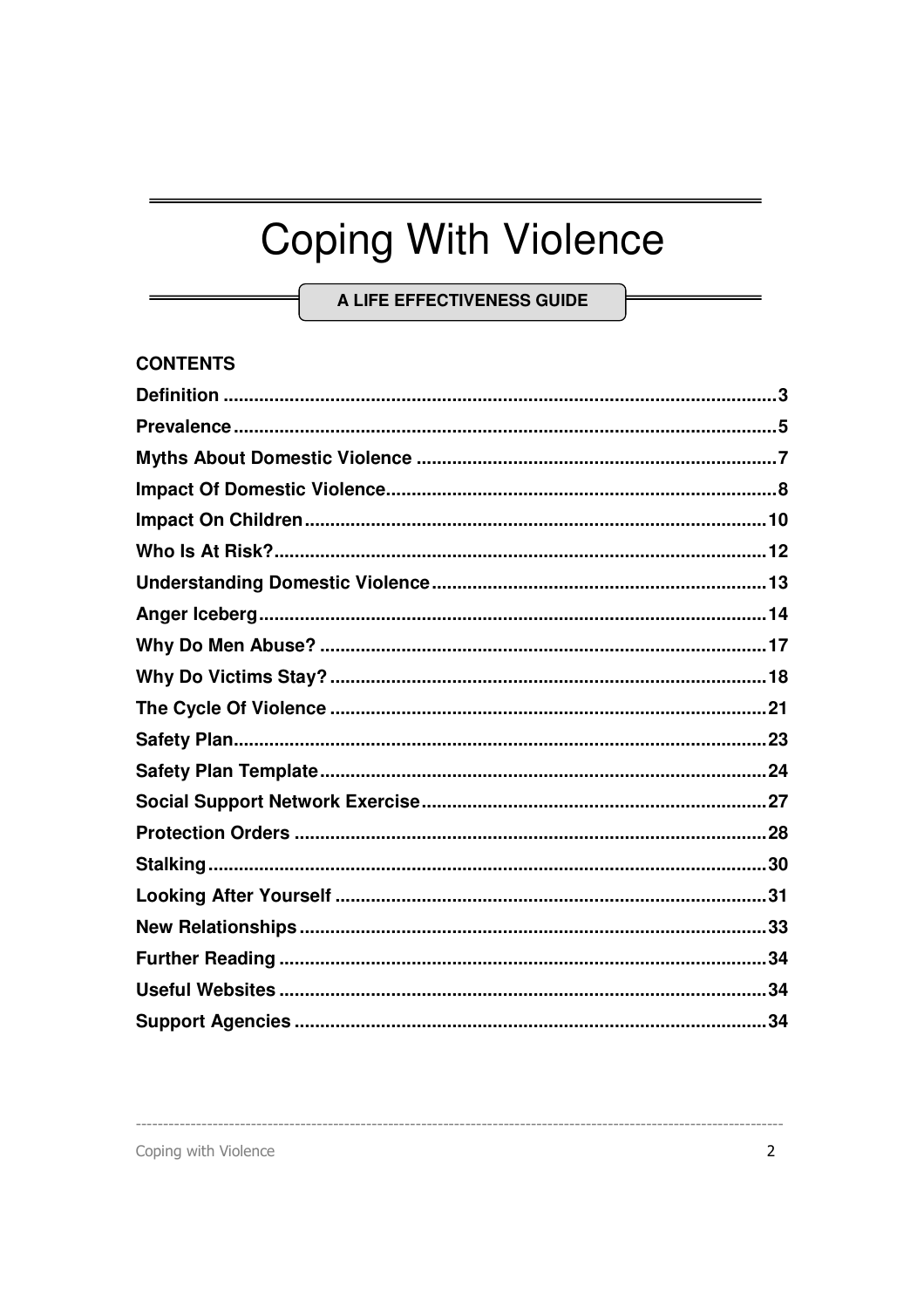# Coping With Violence

**A LIFE EFFECTIVENESS GUIDE**

## CONTENTS

**Definition** ........................................................................................................ 3
**Prevalence** ....................................................................................................... 5
**Myths About Domestic Violence** ..................................................................... 7
**Impact Of Domestic Violence** .......................................................................... 8
**Impact On Children** ....................................................................................... 10
**Who Is At Risk?** ............................................................................................. 12
**Understanding Domestic Violence** ................................................................ 13
**Anger Iceberg** ................................................................................................ 14
**Why Do Men Abuse?** ..................................................................................... 17
**Why Do Victims Stay?** ................................................................................... 18
**The Cycle Of Violence** ................................................................................... 21
**Safety Plan** ..................................................................................................... 23
**Safety Plan Template** ..................................................................................... 24
**Social Support Network Exercise** .................................................................. 27
**Protection Orders** .......................................................................................... 28
**Stalking** .......................................................................................................... 30
**Looking After Yourself** .................................................................................. 31
**New Relationships** ......................................................................................... 33
**Further Reading** ............................................................................................. 34
**Useful Websites** ............................................................................................ 34
**Support Agencies** .......................................................................................... 34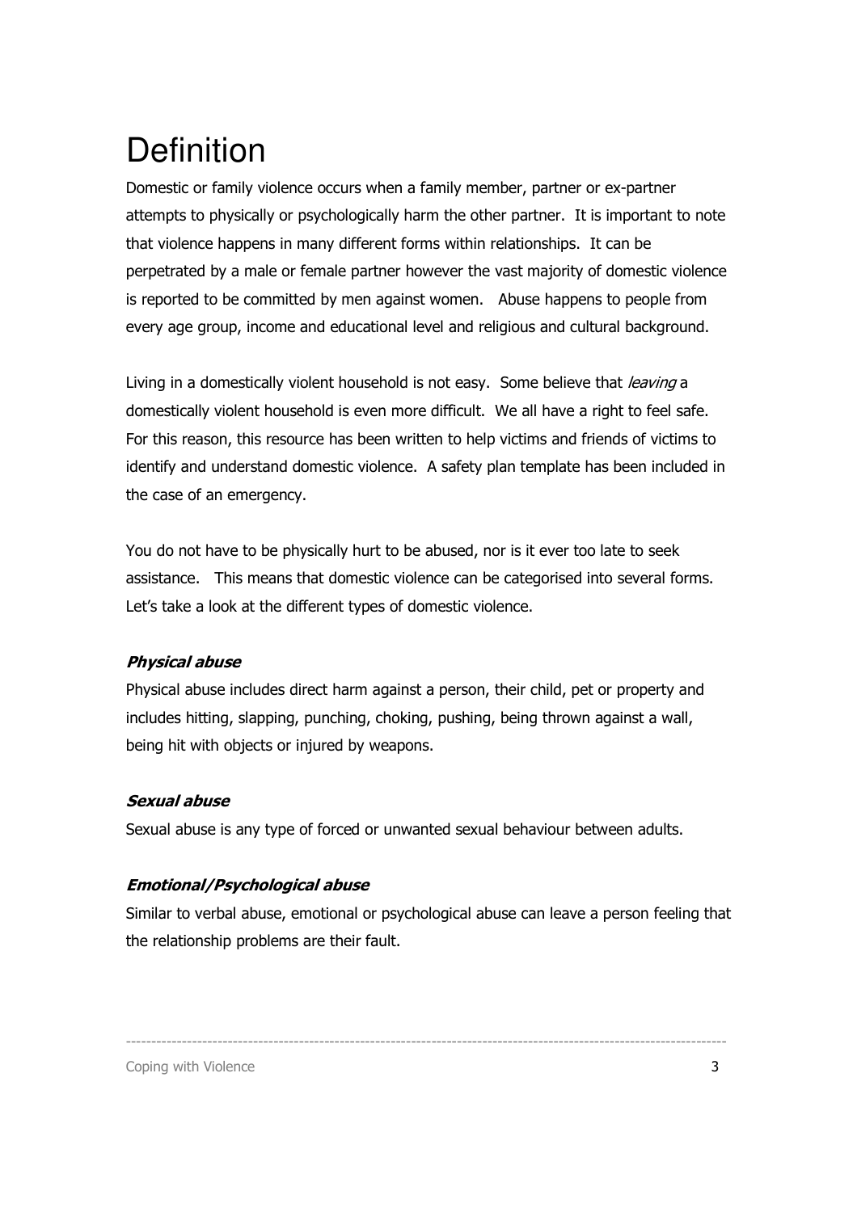# Definition

Domestic or family violence occurs when a family member, partner or ex-partner attempts to physically or psychologically harm the other partner. It is important to note that violence happens in many different forms within relationships. It can be perpetrated by a male or female partner however the vast majority of domestic violence is reported to be committed by men against women. Abuse happens to people from every age group, income and educational level and religious and cultural background.

Living in a domestically violent household is not easy. Some believe that *leaving* a domestically violent household is even more difficult. We all have a right to feel safe. For this reason, this resource has been written to help victims and friends of victims to identify and understand domestic violence. A safety plan template has been included in the case of an emergency.

You do not have to be physically hurt to be abused, nor is it ever too late to seek assistance. This means that domestic violence can be categorised into several forms. Let's take a look at the different types of domestic violence.

***Physical abuse***

Physical abuse includes direct harm against a person, their child, pet or property and includes hitting, slapping, punching, choking, pushing, being thrown against a wall, being hit with objects or injured by weapons.

***Sexual abuse***

Sexual abuse is any type of forced or unwanted sexual behaviour between adults.

***Emotional/Psychological abuse***

Similar to verbal abuse, emotional or psychological abuse can leave a person feeling that the relationship problems are their fault.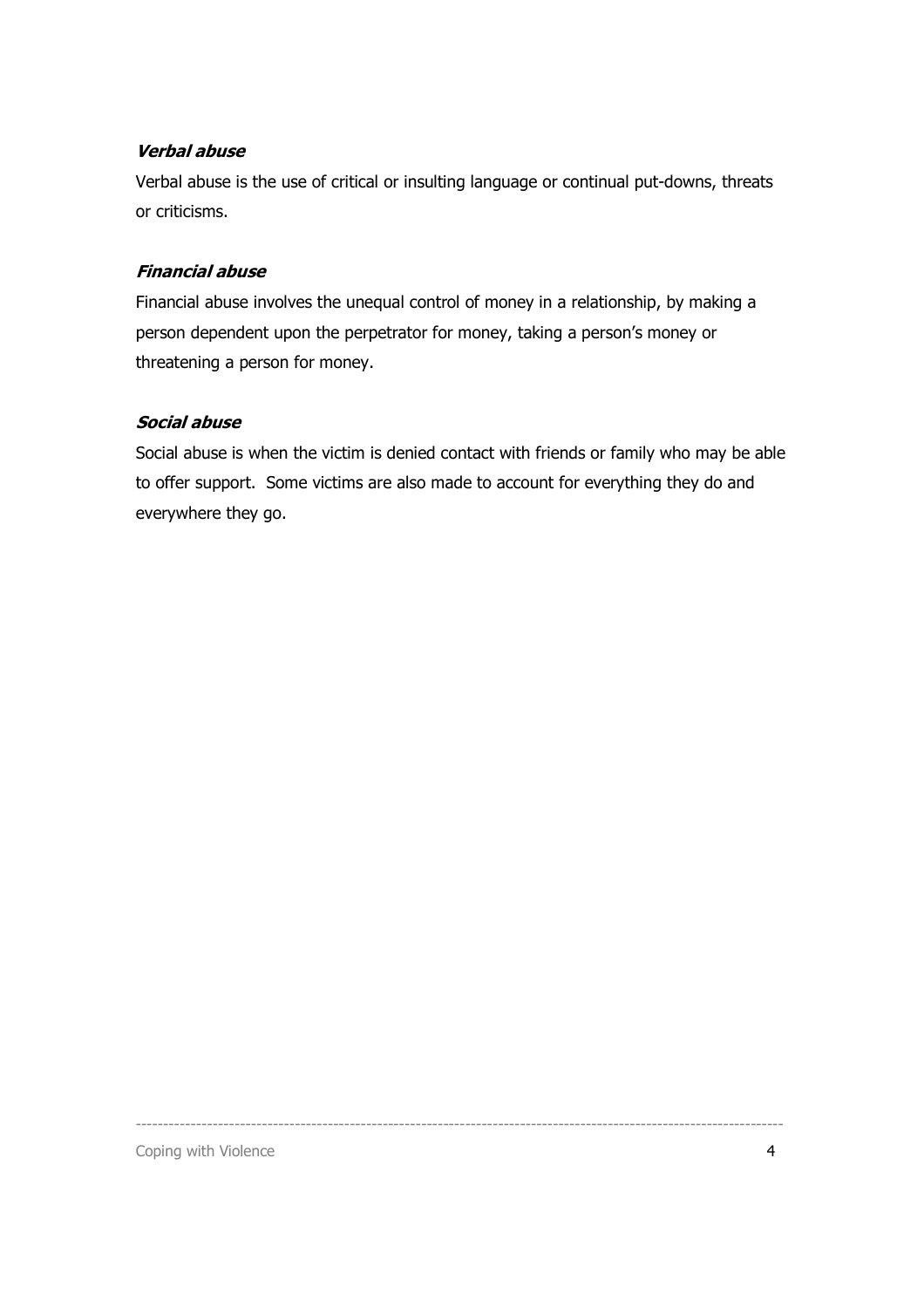### *Verbal abuse*

Verbal abuse is the use of critical or insulting language or continual put-downs, threats or criticisms.

### *Financial abuse*

Financial abuse involves the unequal control of money in a relationship, by making a person dependent upon the perpetrator for money, taking a person's money or threatening a person for money.

### *Social abuse*

Social abuse is when the victim is denied contact with friends or family who may be able to offer support. Some victims are also made to account for everything they do and everywhere they go.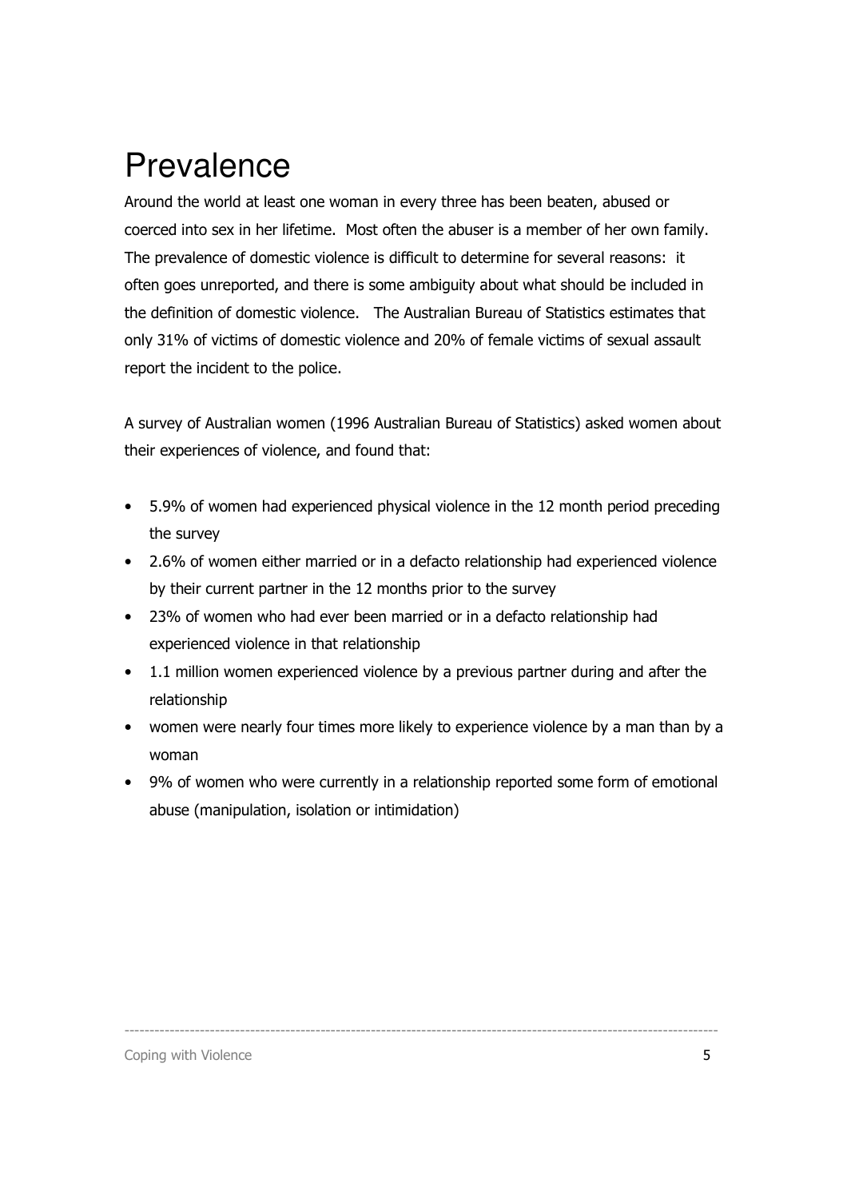# Prevalence

Around the world at least one woman in every three has been beaten, abused or coerced into sex in her lifetime. Most often the abuser is a member of her own family. The prevalence of domestic violence is difficult to determine for several reasons: it often goes unreported, and there is some ambiguity about what should be included in the definition of domestic violence. The Australian Bureau of Statistics estimates that only 31% of victims of domestic violence and 20% of female victims of sexual assault report the incident to the police.

A survey of Australian women (1996 Australian Bureau of Statistics) asked women about their experiences of violence, and found that:

- 5.9% of women had experienced physical violence in the 12 month period preceding the survey
- 2.6% of women either married or in a defacto relationship had experienced violence by their current partner in the 12 months prior to the survey
- 23% of women who had ever been married or in a defacto relationship had experienced violence in that relationship
- 1.1 million women experienced violence by a previous partner during and after the relationship
- women were nearly four times more likely to experience violence by a man than by a woman
- 9% of women who were currently in a relationship reported some form of emotional abuse (manipulation, isolation or intimidation)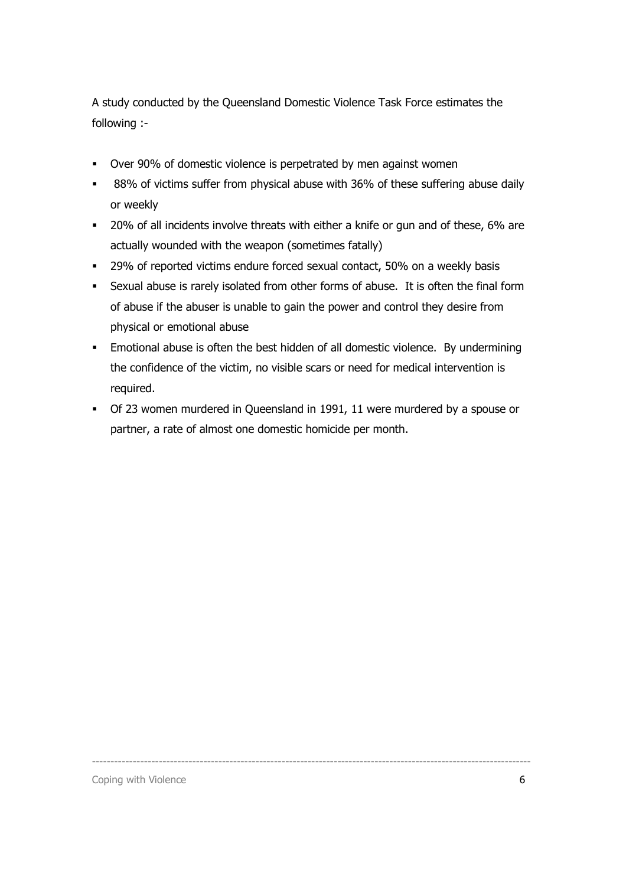A study conducted by the Queensland Domestic Violence Task Force estimates the following :-

- Over 90% of domestic violence is perpetrated by men against women
- 88% of victims suffer from physical abuse with 36% of these suffering abuse daily or weekly
- 20% of all incidents involve threats with either a knife or gun and of these, 6% are actually wounded with the weapon (sometimes fatally)
- 29% of reported victims endure forced sexual contact, 50% on a weekly basis
- Sexual abuse is rarely isolated from other forms of abuse. It is often the final form of abuse if the abuser is unable to gain the power and control they desire from physical or emotional abuse
- Emotional abuse is often the best hidden of all domestic violence. By undermining the confidence of the victim, no visible scars or need for medical intervention is required.
- Of 23 women murdered in Queensland in 1991, 11 were murdered by a spouse or partner, a rate of almost one domestic homicide per month.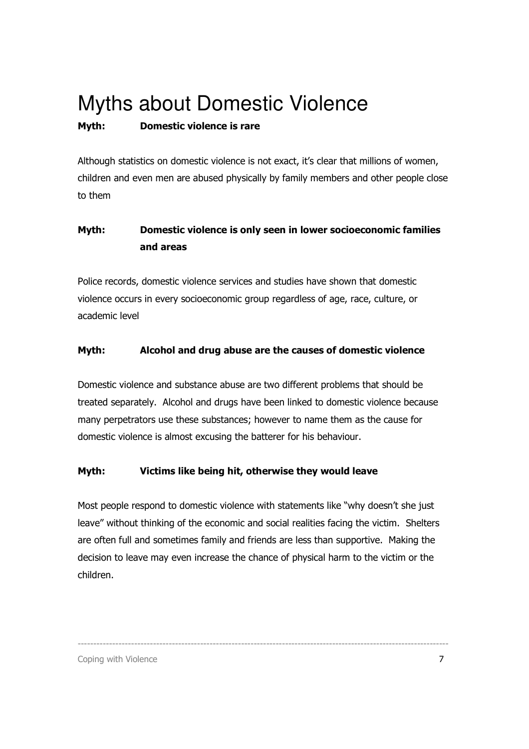# Myths about Domestic Violence

**Myth: Domestic violence is rare**

Although statistics on domestic violence is not exact, it's clear that millions of women, children and even men are abused physically by family members and other people close to them

**Myth: Domestic violence is only seen in lower socioeconomic families and areas**

Police records, domestic violence services and studies have shown that domestic violence occurs in every socioeconomic group regardless of age, race, culture, or academic level

**Myth: Alcohol and drug abuse are the causes of domestic violence**

Domestic violence and substance abuse are two different problems that should be treated separately. Alcohol and drugs have been linked to domestic violence because many perpetrators use these substances; however to name them as the cause for domestic violence is almost excusing the batterer for his behaviour.

**Myth: Victims like being hit, otherwise they would leave**

Most people respond to domestic violence with statements like "why doesn't she just leave" without thinking of the economic and social realities facing the victim. Shelters are often full and sometimes family and friends are less than supportive. Making the decision to leave may even increase the chance of physical harm to the victim or the children.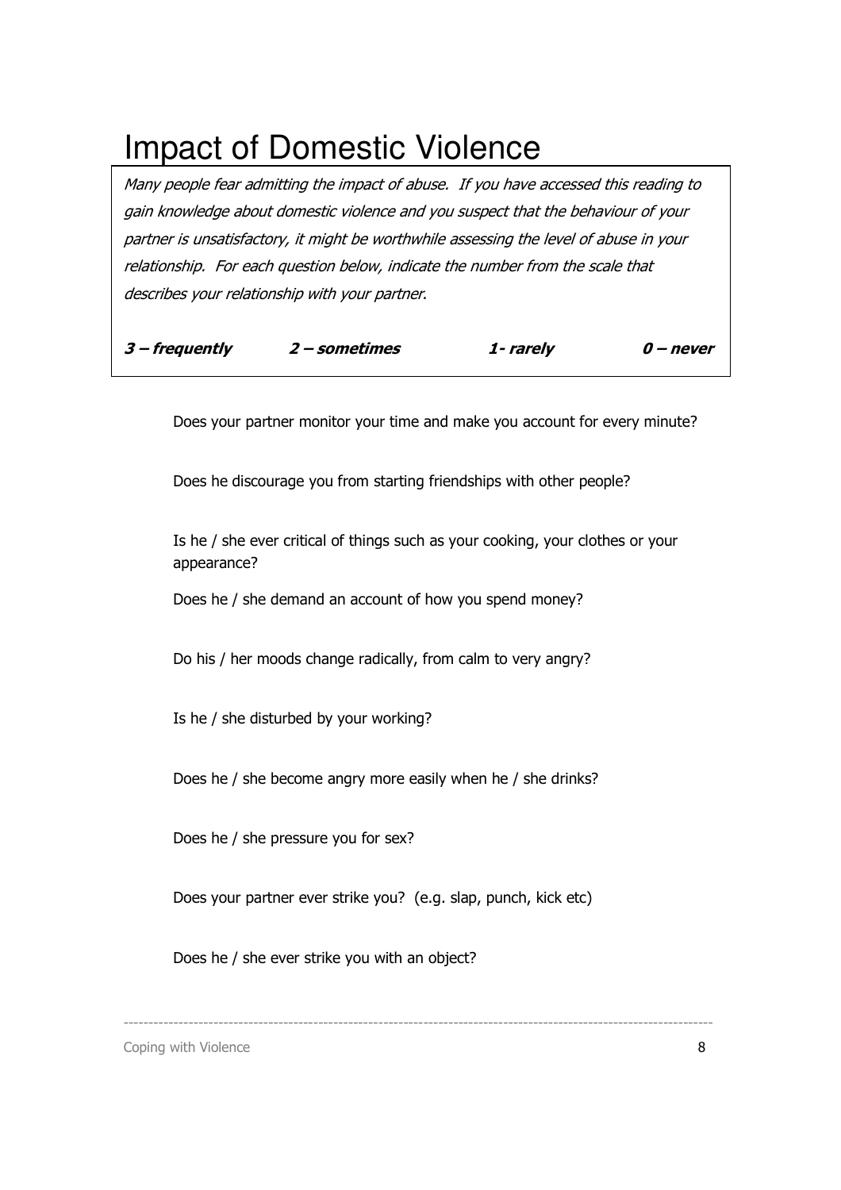# Impact of Domestic Violence

*Many people fear admitting the impact of abuse. If you have accessed this reading to gain knowledge about domestic violence and you suspect that the behaviour of your partner is unsatisfactory, it might be worthwhile assessing the level of abuse in your relationship. For each question below, indicate the number from the scale that describes your relationship with your partner.*

***3 – frequently*** ***2 – sometimes*** ***1- rarely*** ***0 – never***

Does your partner monitor your time and make you account for every minute?

Does he discourage you from starting friendships with other people?

Is he / she ever critical of things such as your cooking, your clothes or your appearance?

Does he / she demand an account of how you spend money?

Do his / her moods change radically, from calm to very angry?

Is he / she disturbed by your working?

Does he / she become angry more easily when he / she drinks?

Does he / she pressure you for sex?

Does your partner ever strike you? (e.g. slap, punch, kick etc)

Does he / she ever strike you with an object?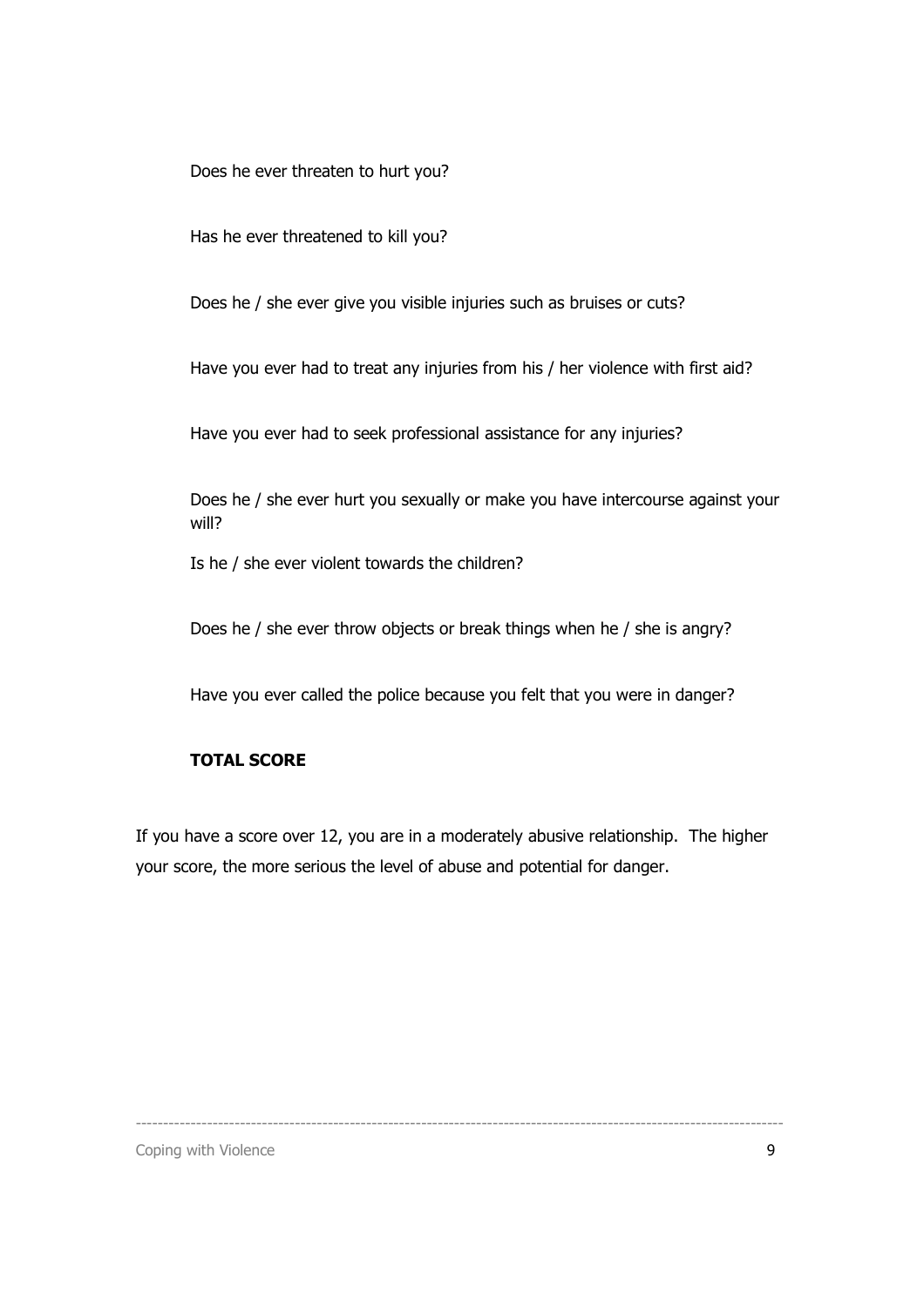Does he ever threaten to hurt you?

Has he ever threatened to kill you?

Does he / she ever give you visible injuries such as bruises or cuts?

Have you ever had to treat any injuries from his / her violence with first aid?

Have you ever had to seek professional assistance for any injuries?

Does he / she ever hurt you sexually or make you have intercourse against your will?

Is he / she ever violent towards the children?

Does he / she ever throw objects or break things when he / she is angry?

Have you ever called the police because you felt that you were in danger?

**TOTAL SCORE**

If you have a score over 12, you are in a moderately abusive relationship. The higher your score, the more serious the level of abuse and potential for danger.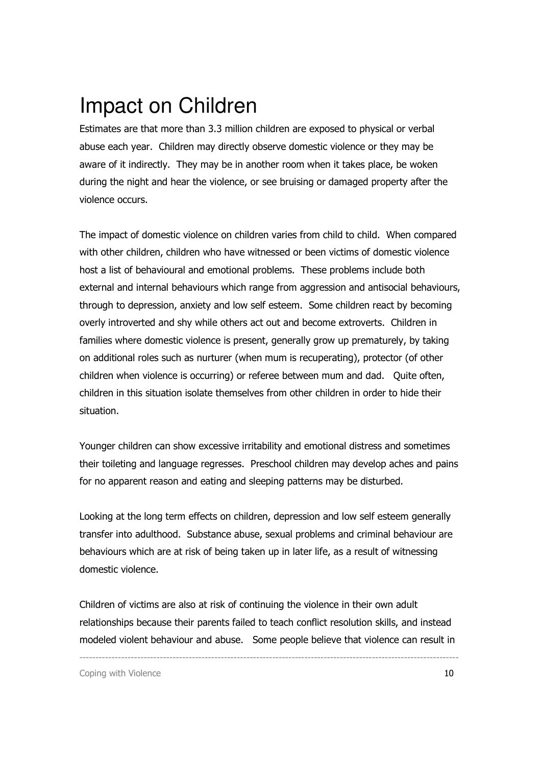# Impact on Children

Estimates are that more than 3.3 million children are exposed to physical or verbal abuse each year. Children may directly observe domestic violence or they may be aware of it indirectly. They may be in another room when it takes place, be woken during the night and hear the violence, or see bruising or damaged property after the violence occurs.

The impact of domestic violence on children varies from child to child. When compared with other children, children who have witnessed or been victims of domestic violence host a list of behavioural and emotional problems. These problems include both external and internal behaviours which range from aggression and antisocial behaviours, through to depression, anxiety and low self esteem. Some children react by becoming overly introverted and shy while others act out and become extroverts. Children in families where domestic violence is present, generally grow up prematurely, by taking on additional roles such as nurturer (when mum is recuperating), protector (of other children when violence is occurring) or referee between mum and dad. Quite often, children in this situation isolate themselves from other children in order to hide their situation.

Younger children can show excessive irritability and emotional distress and sometimes their toileting and language regresses. Preschool children may develop aches and pains for no apparent reason and eating and sleeping patterns may be disturbed.

Looking at the long term effects on children, depression and low self esteem generally transfer into adulthood. Substance abuse, sexual problems and criminal behaviour are behaviours which are at risk of being taken up in later life, as a result of witnessing domestic violence.

Children of victims are also at risk of continuing the violence in their own adult relationships because their parents failed to teach conflict resolution skills, and instead modeled violent behaviour and abuse. Some people believe that violence can result in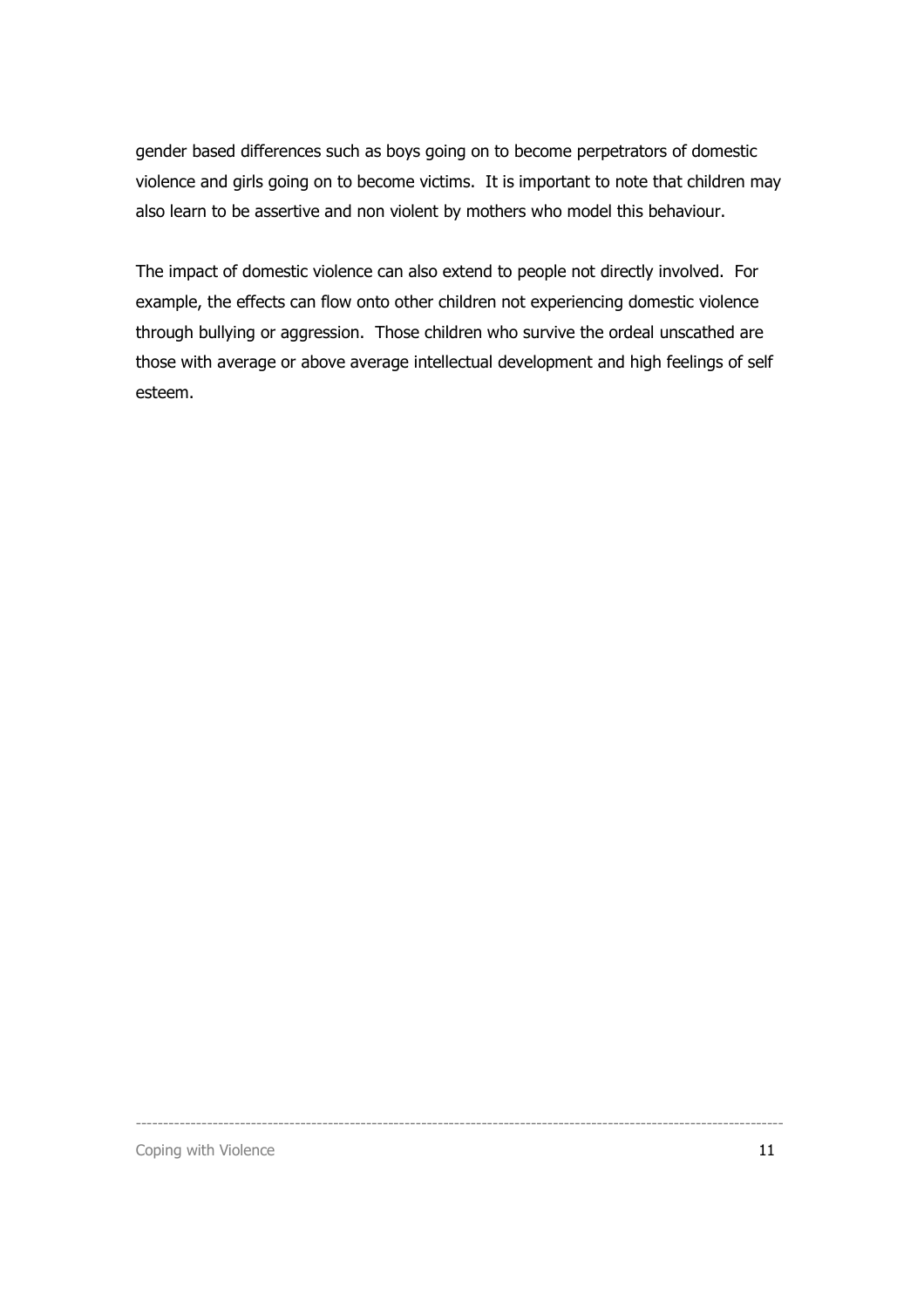gender based differences such as boys going on to become perpetrators of domestic violence and girls going on to become victims. It is important to note that children may also learn to be assertive and non violent by mothers who model this behaviour.

The impact of domestic violence can also extend to people not directly involved. For example, the effects can flow onto other children not experiencing domestic violence through bullying or aggression. Those children who survive the ordeal unscathed are those with average or above average intellectual development and high feelings of self esteem.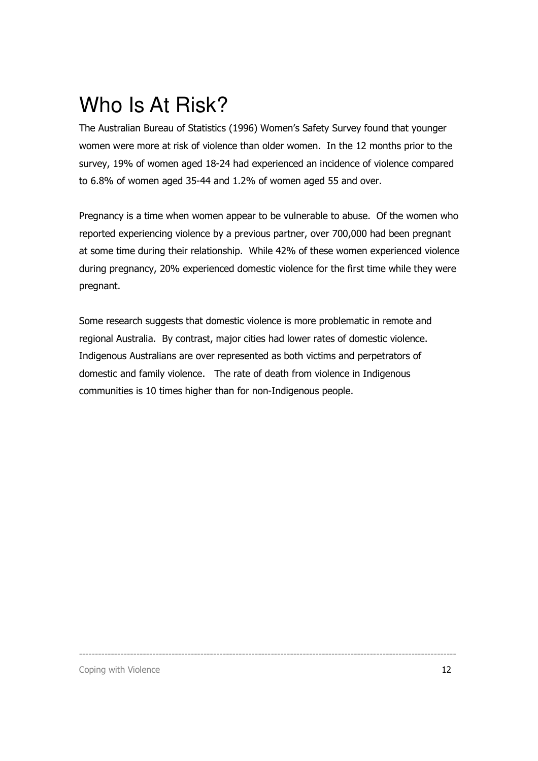# Who Is At Risk?

The Australian Bureau of Statistics (1996) Women's Safety Survey found that younger women were more at risk of violence than older women. In the 12 months prior to the survey, 19% of women aged 18-24 had experienced an incidence of violence compared to 6.8% of women aged 35-44 and 1.2% of women aged 55 and over.

Pregnancy is a time when women appear to be vulnerable to abuse. Of the women who reported experiencing violence by a previous partner, over 700,000 had been pregnant at some time during their relationship. While 42% of these women experienced violence during pregnancy, 20% experienced domestic violence for the first time while they were pregnant.

Some research suggests that domestic violence is more problematic in remote and regional Australia. By contrast, major cities had lower rates of domestic violence. Indigenous Australians are over represented as both victims and perpetrators of domestic and family violence. The rate of death from violence in Indigenous communities is 10 times higher than for non-Indigenous people.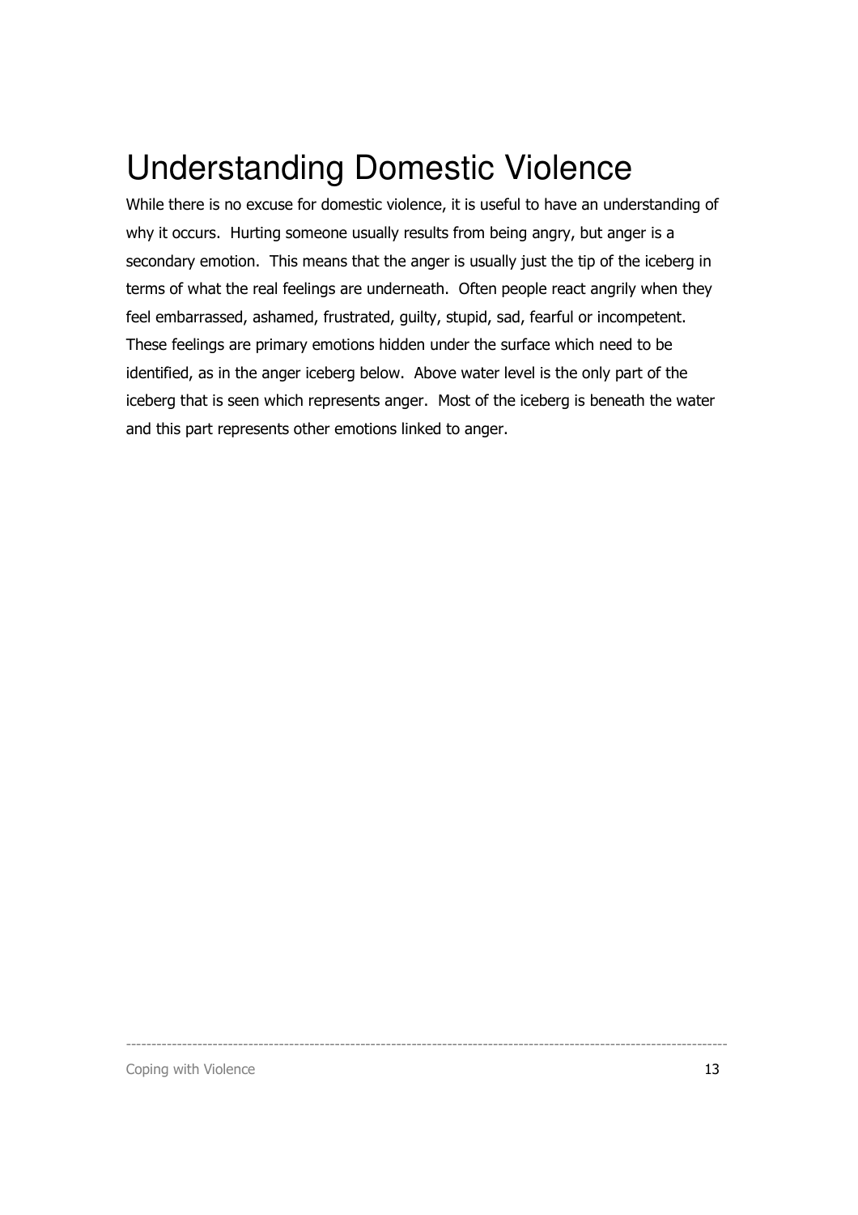# Understanding Domestic Violence

While there is no excuse for domestic violence, it is useful to have an understanding of why it occurs. Hurting someone usually results from being angry, but anger is a secondary emotion. This means that the anger is usually just the tip of the iceberg in terms of what the real feelings are underneath. Often people react angrily when they feel embarrassed, ashamed, frustrated, guilty, stupid, sad, fearful or incompetent. These feelings are primary emotions hidden under the surface which need to be identified, as in the anger iceberg below. Above water level is the only part of the iceberg that is seen which represents anger. Most of the iceberg is beneath the water and this part represents other emotions linked to anger.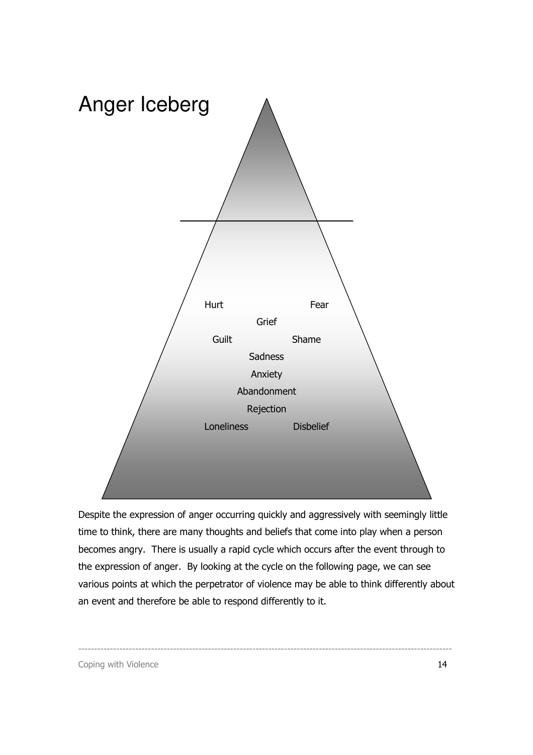# Anger Iceberg

Hurt Fear

Grief

Guilt Shame

Sadness

Anxiety

Abandonment

Rejection

Loneliness Disbelief

Despite the expression of anger occurring quickly and aggressively with seemingly little time to think, there are many thoughts and beliefs that come into play when a person becomes angry. There is usually a rapid cycle which occurs after the event through to the expression of anger. By looking at the cycle on the following page, we can see various points at which the perpetrator of violence may be able to think differently about an event and therefore be able to respond differently to it.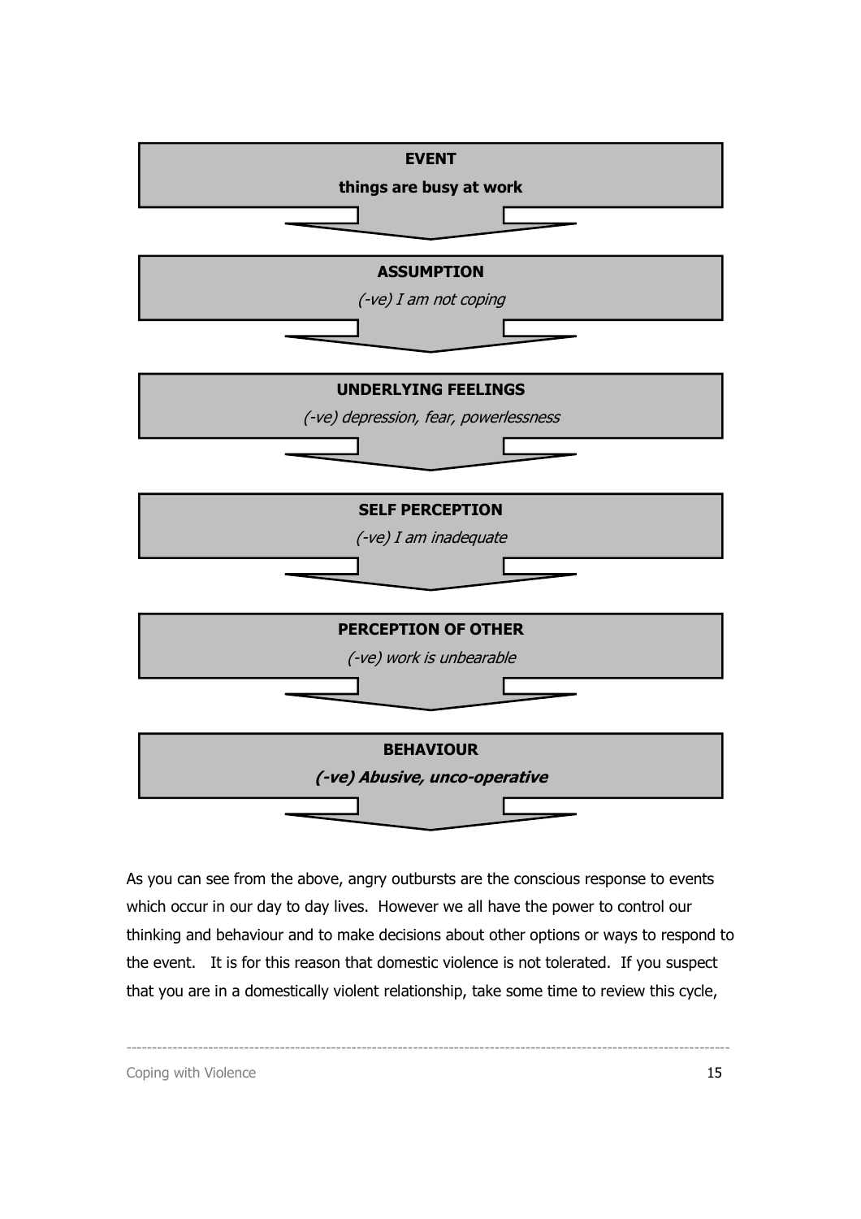**EVENT**

**things are busy at work**

↓

**ASSUMPTION**

*(-ve) I am not coping*

↓

**UNDERLYING FEELINGS**

*(-ve) depression, fear, powerlessness*

↓

**SELF PERCEPTION**

*(-ve) I am inadequate*

↓

**PERCEPTION OF OTHER**

*(-ve) work is unbearable*

↓

**BEHAVIOUR**

***(-ve) Abusive, unco-operative***

↓

As you can see from the above, angry outbursts are the conscious response to events which occur in our day to day lives. However we all have the power to control our thinking and behaviour and to make decisions about other options or ways to respond to the event. It is for this reason that domestic violence is not tolerated. If you suspect that you are in a domestically violent relationship, take some time to review this cycle,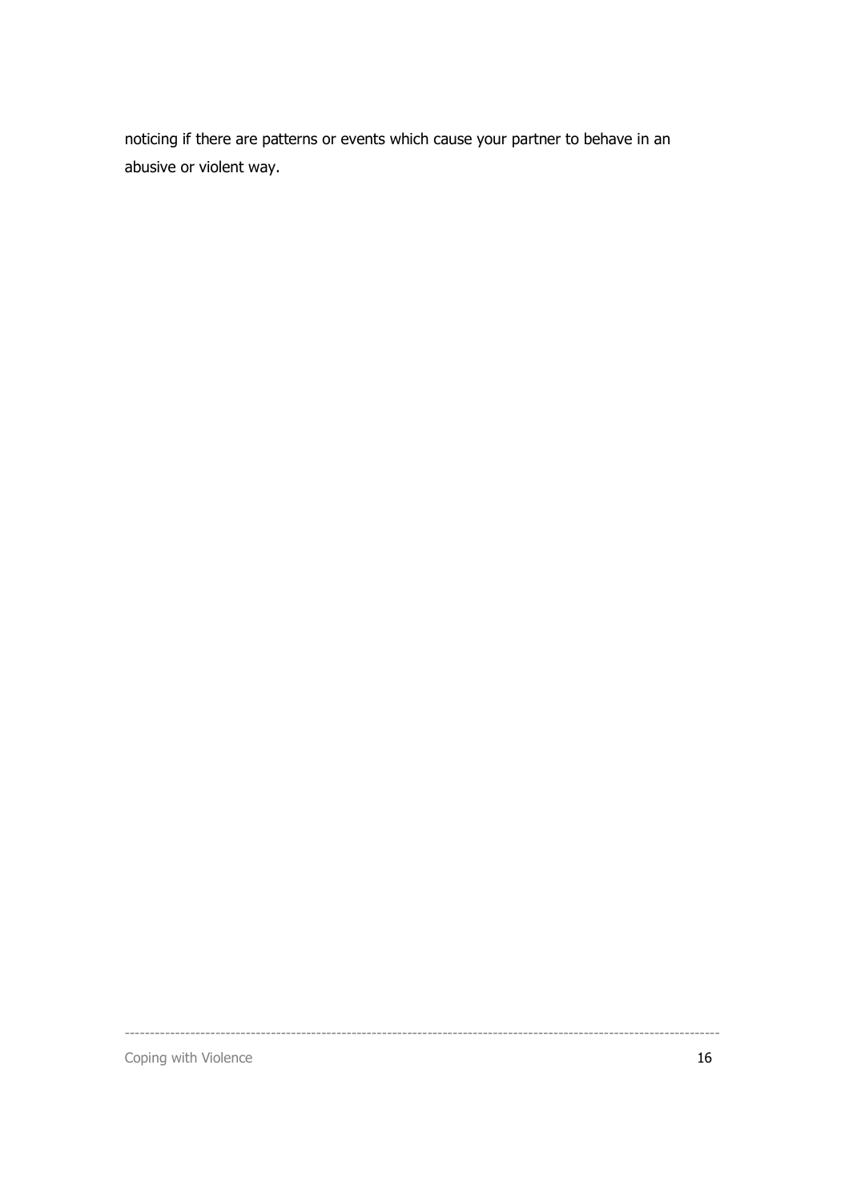noticing if there are patterns or events which cause your partner to behave in an abusive or violent way.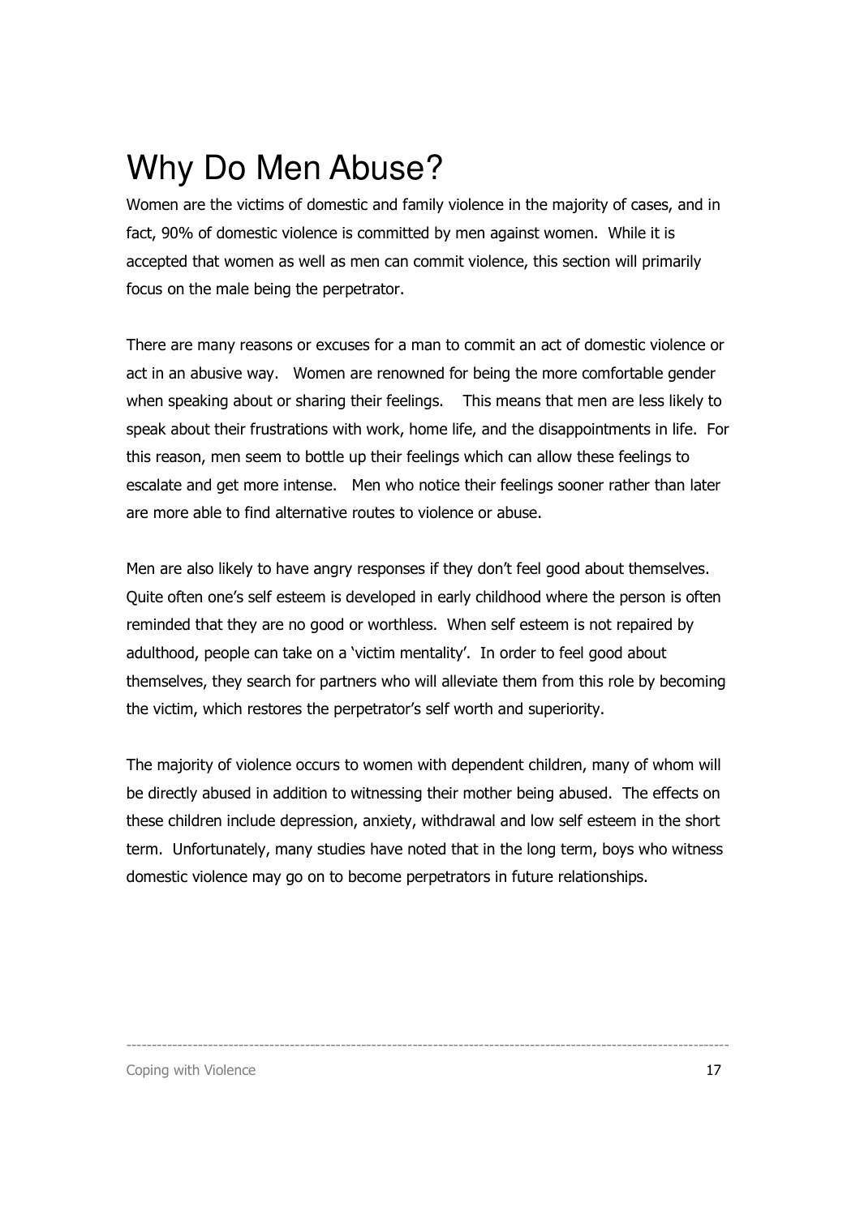# Why Do Men Abuse?

Women are the victims of domestic and family violence in the majority of cases, and in fact, 90% of domestic violence is committed by men against women. While it is accepted that women as well as men can commit violence, this section will primarily focus on the male being the perpetrator.

There are many reasons or excuses for a man to commit an act of domestic violence or act in an abusive way. Women are renowned for being the more comfortable gender when speaking about or sharing their feelings. This means that men are less likely to speak about their frustrations with work, home life, and the disappointments in life. For this reason, men seem to bottle up their feelings which can allow these feelings to escalate and get more intense. Men who notice their feelings sooner rather than later are more able to find alternative routes to violence or abuse.

Men are also likely to have angry responses if they don't feel good about themselves. Quite often one's self esteem is developed in early childhood where the person is often reminded that they are no good or worthless. When self esteem is not repaired by adulthood, people can take on a 'victim mentality'. In order to feel good about themselves, they search for partners who will alleviate them from this role by becoming the victim, which restores the perpetrator's self worth and superiority.

The majority of violence occurs to women with dependent children, many of whom will be directly abused in addition to witnessing their mother being abused. The effects on these children include depression, anxiety, withdrawal and low self esteem in the short term. Unfortunately, many studies have noted that in the long term, boys who witness domestic violence may go on to become perpetrators in future relationships.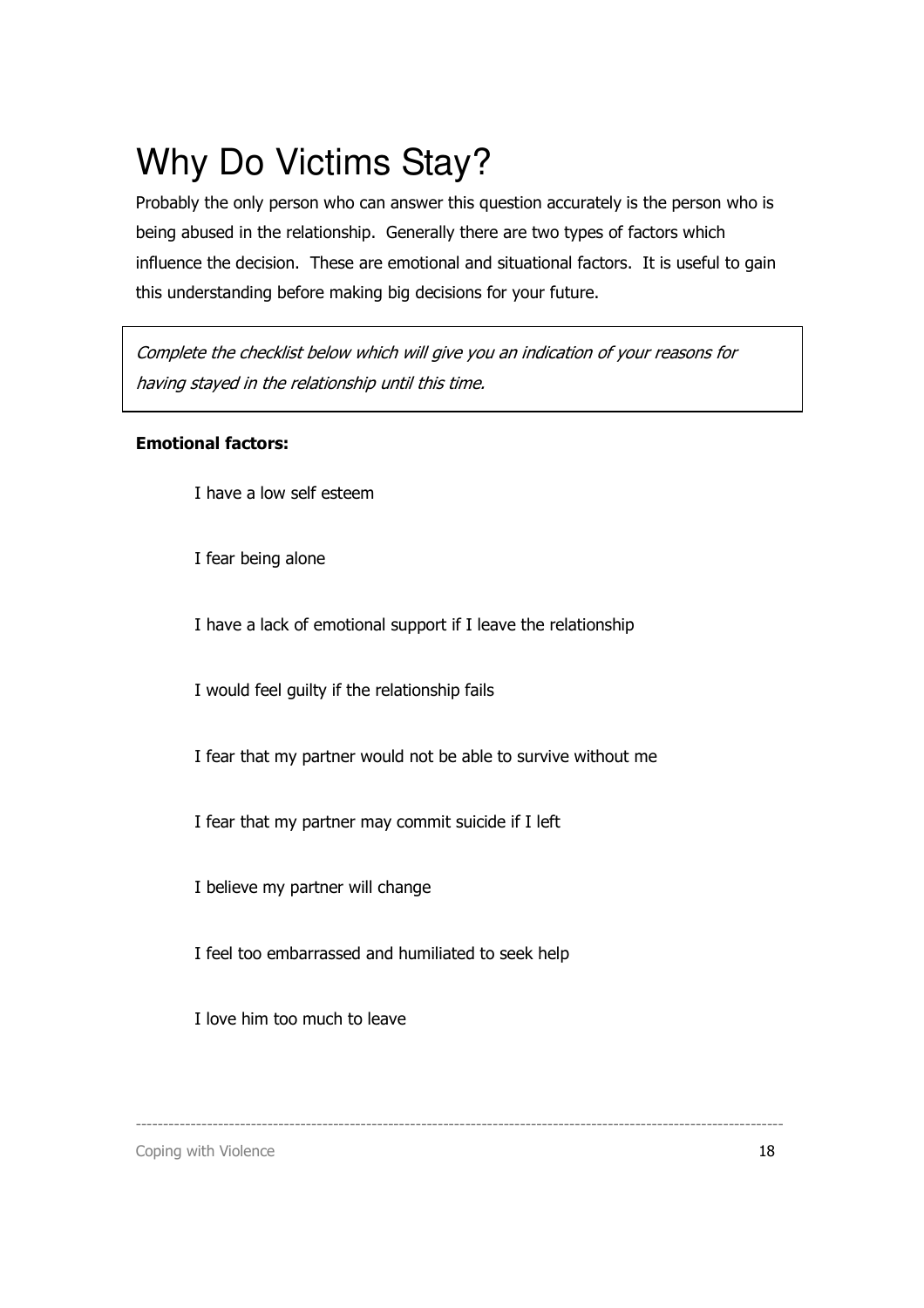# Why Do Victims Stay?

Probably the only person who can answer this question accurately is the person who is being abused in the relationship. Generally there are two types of factors which influence the decision. These are emotional and situational factors. It is useful to gain this understanding before making big decisions for your future.

*Complete the checklist below which will give you an indication of your reasons for having stayed in the relationship until this time.*

**Emotional factors:**

I have a low self esteem

I fear being alone

I have a lack of emotional support if I leave the relationship

I would feel guilty if the relationship fails

I fear that my partner would not be able to survive without me

I fear that my partner may commit suicide if I left

I believe my partner will change

I feel too embarrassed and humiliated to seek help

I love him too much to leave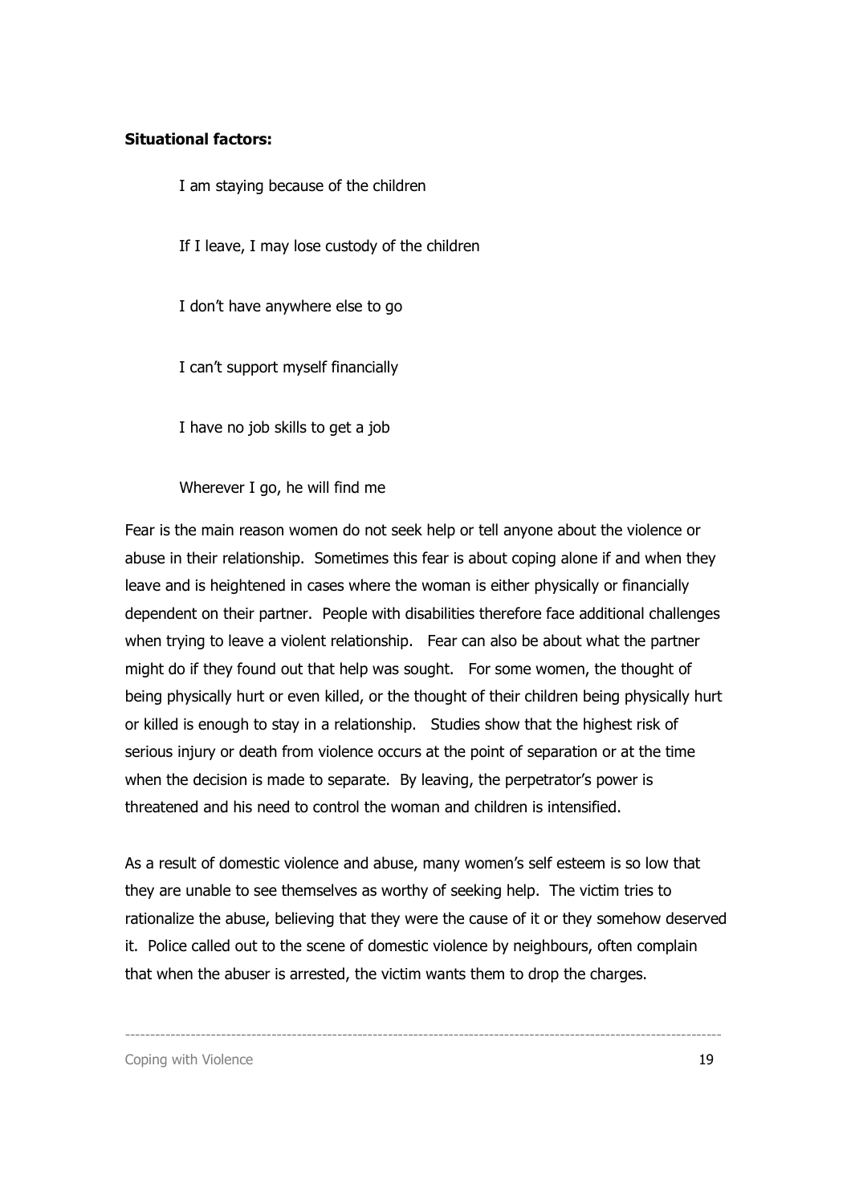**Situational factors:**

I am staying because of the children

If I leave, I may lose custody of the children

I don't have anywhere else to go

I can't support myself financially

I have no job skills to get a job

Wherever I go, he will find me

Fear is the main reason women do not seek help or tell anyone about the violence or abuse in their relationship. Sometimes this fear is about coping alone if and when they leave and is heightened in cases where the woman is either physically or financially dependent on their partner. People with disabilities therefore face additional challenges when trying to leave a violent relationship. Fear can also be about what the partner might do if they found out that help was sought. For some women, the thought of being physically hurt or even killed, or the thought of their children being physically hurt or killed is enough to stay in a relationship. Studies show that the highest risk of serious injury or death from violence occurs at the point of separation or at the time when the decision is made to separate. By leaving, the perpetrator's power is threatened and his need to control the woman and children is intensified.

As a result of domestic violence and abuse, many women's self esteem is so low that they are unable to see themselves as worthy of seeking help. The victim tries to rationalize the abuse, believing that they were the cause of it or they somehow deserved it. Police called out to the scene of domestic violence by neighbours, often complain that when the abuser is arrested, the victim wants them to drop the charges.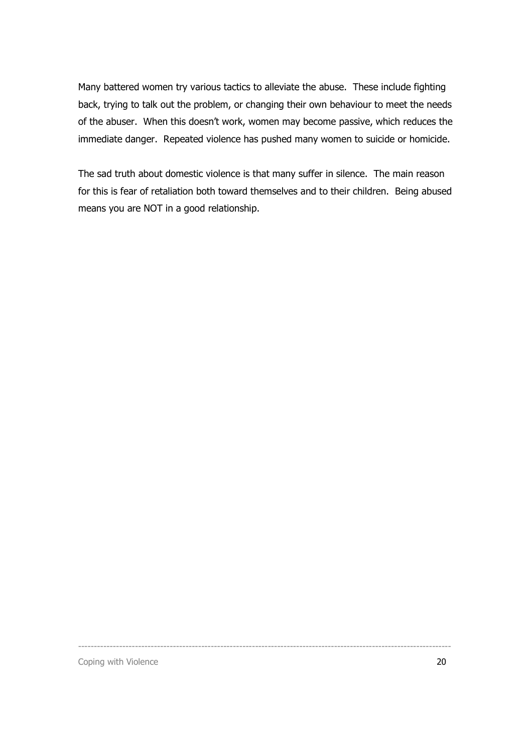Many battered women try various tactics to alleviate the abuse. These include fighting back, trying to talk out the problem, or changing their own behaviour to meet the needs of the abuser. When this doesn't work, women may become passive, which reduces the immediate danger. Repeated violence has pushed many women to suicide or homicide.

The sad truth about domestic violence is that many suffer in silence. The main reason for this is fear of retaliation both toward themselves and to their children. Being abused means you are NOT in a good relationship.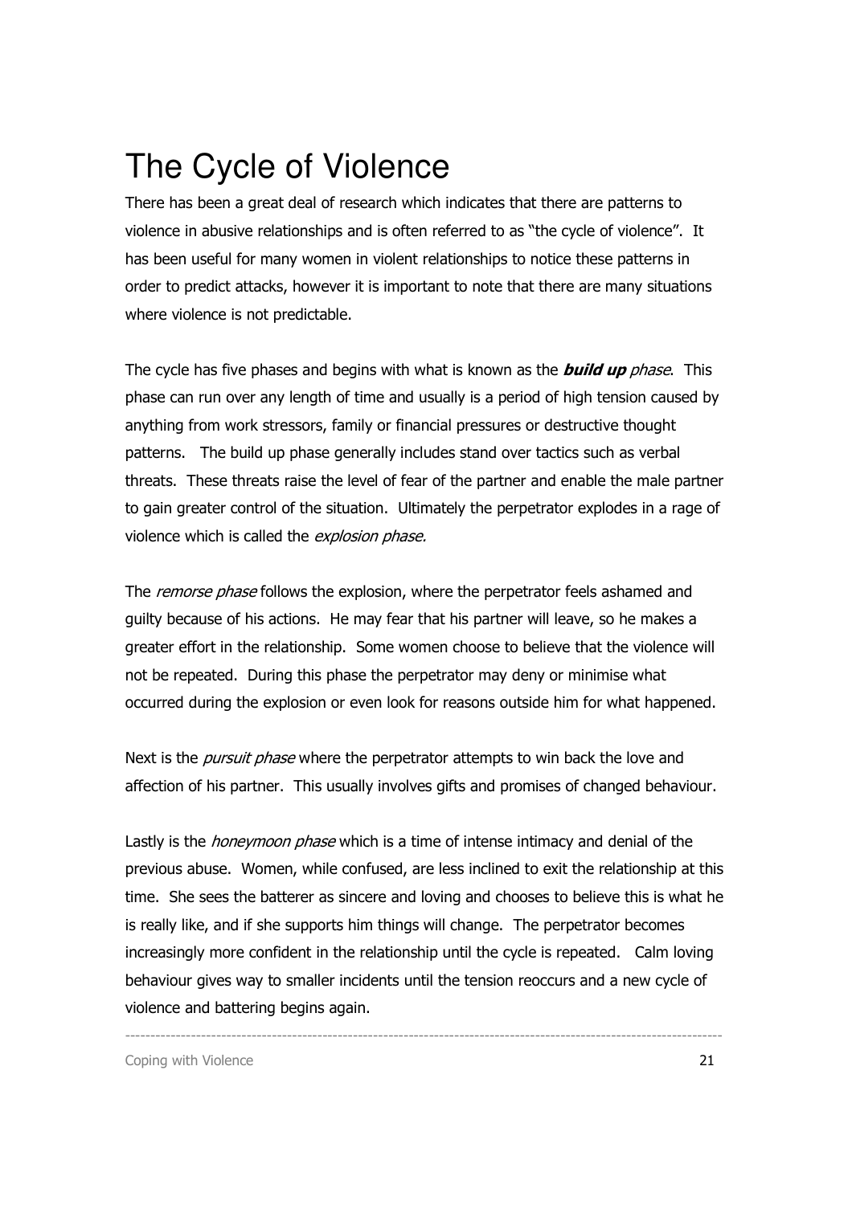# The Cycle of Violence

There has been a great deal of research which indicates that there are patterns to violence in abusive relationships and is often referred to as "the cycle of violence". It has been useful for many women in violent relationships to notice these patterns in order to predict attacks, however it is important to note that there are many situations where violence is not predictable.

The cycle has five phases and begins with what is known as the ***build up** phase*. This phase can run over any length of time and usually is a period of high tension caused by anything from work stressors, family or financial pressures or destructive thought patterns. The build up phase generally includes stand over tactics such as verbal threats. These threats raise the level of fear of the partner and enable the male partner to gain greater control of the situation. Ultimately the perpetrator explodes in a rage of violence which is called the *explosion phase.*

The *remorse phase* follows the explosion, where the perpetrator feels ashamed and guilty because of his actions. He may fear that his partner will leave, so he makes a greater effort in the relationship. Some women choose to believe that the violence will not be repeated. During this phase the perpetrator may deny or minimise what occurred during the explosion or even look for reasons outside him for what happened.

Next is the *pursuit phase* where the perpetrator attempts to win back the love and affection of his partner. This usually involves gifts and promises of changed behaviour.

Lastly is the *honeymoon phase* which is a time of intense intimacy and denial of the previous abuse. Women, while confused, are less inclined to exit the relationship at this time. She sees the batterer as sincere and loving and chooses to believe this is what he is really like, and if she supports him things will change. The perpetrator becomes increasingly more confident in the relationship until the cycle is repeated. Calm loving behaviour gives way to smaller incidents until the tension reoccurs and a new cycle of violence and battering begins again.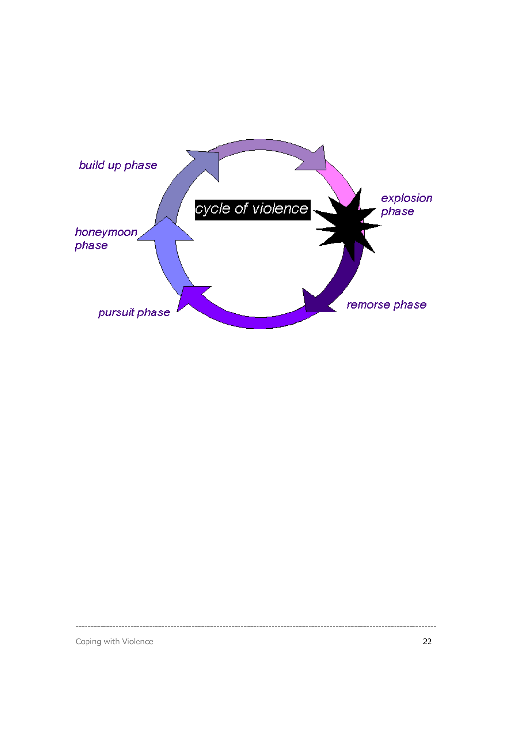cycle of violence

build up phase

explosion phase

remorse phase

pursuit phase

honeymoon phase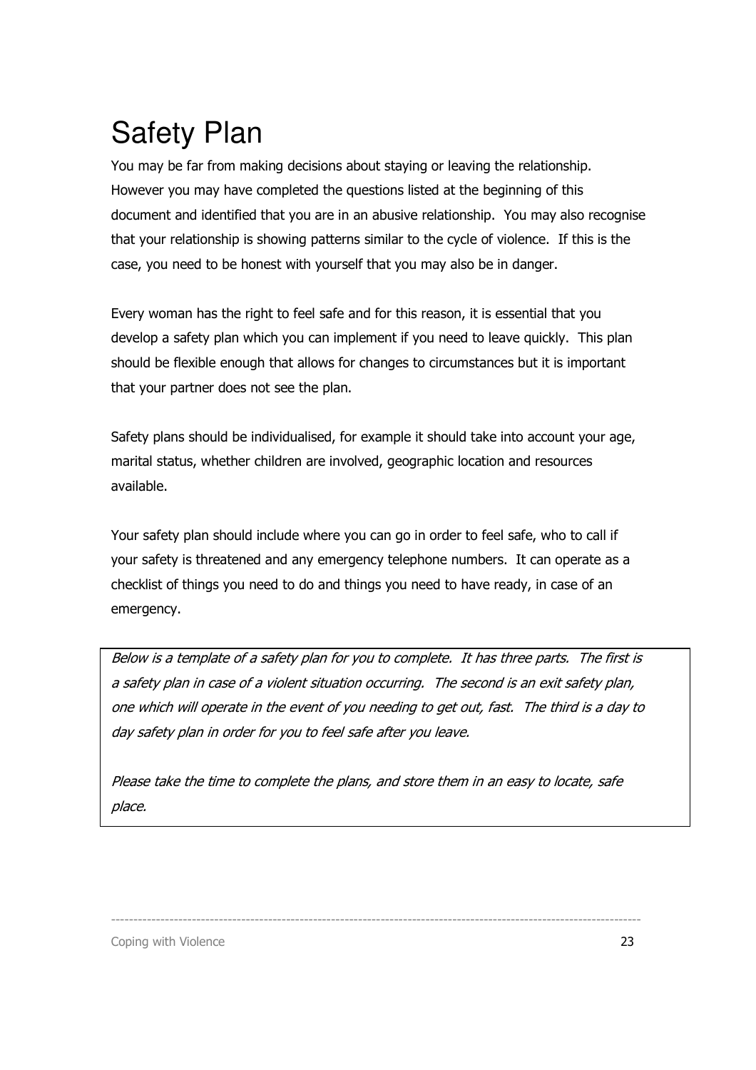# Safety Plan

You may be far from making decisions about staying or leaving the relationship. However you may have completed the questions listed at the beginning of this document and identified that you are in an abusive relationship. You may also recognise that your relationship is showing patterns similar to the cycle of violence. If this is the case, you need to be honest with yourself that you may also be in danger.

Every woman has the right to feel safe and for this reason, it is essential that you develop a safety plan which you can implement if you need to leave quickly. This plan should be flexible enough that allows for changes to circumstances but it is important that your partner does not see the plan.

Safety plans should be individualised, for example it should take into account your age, marital status, whether children are involved, geographic location and resources available.

Your safety plan should include where you can go in order to feel safe, who to call if your safety is threatened and any emergency telephone numbers. It can operate as a checklist of things you need to do and things you need to have ready, in case of an emergency.

*Below is a template of a safety plan for you to complete. It has three parts. The first is a safety plan in case of a violent situation occurring. The second is an exit safety plan, one which will operate in the event of you needing to get out, fast. The third is a day to day safety plan in order for you to feel safe after you leave.*

*Please take the time to complete the plans, and store them in an easy to locate, safe place.*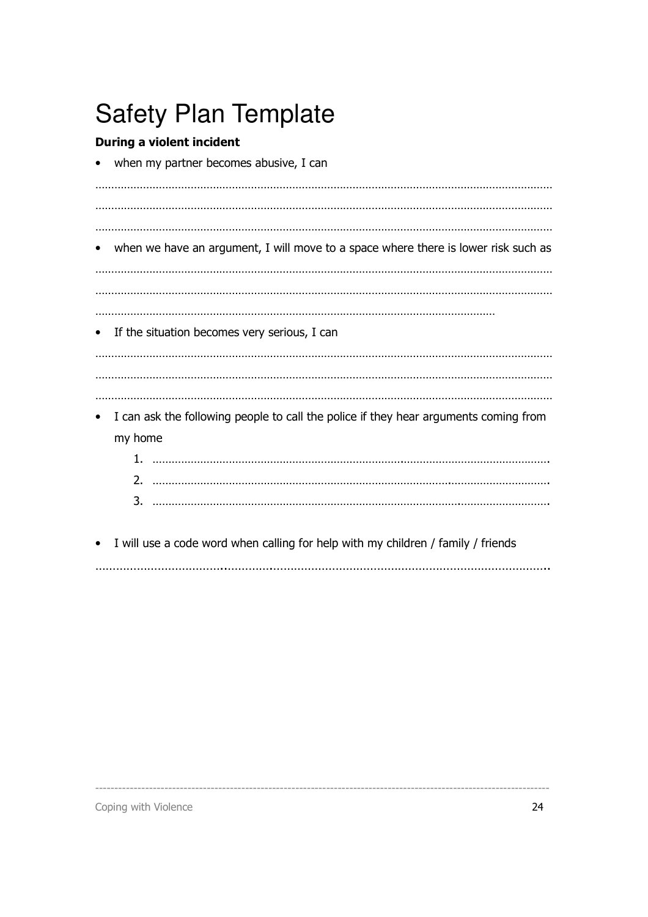# Safety Plan Template

**During a violent incident**

- when my partner becomes abusive, I can

……………………………………………………………………………………………………………………………………

……………………………………………………………………………………………………………………………………

……………………………………………………………………………………………………………………………………

- when we have an argument, I will move to a space where there is lower risk such as

……………………………………………………………………………………………………………………………………

……………………………………………………………………………………………………………………………………

……………………………………………………………………………………………………………

- If the situation becomes very serious, I can

……………………………………………………………………………………………………………………………………

……………………………………………………………………………………………………………………………………

……………………………………………………………………………………………………………………………………

- I can ask the following people to call the police if they hear arguments coming from my home
    1. ……………………………………………………………………………………………………………….
    2. ……………………………………………………………………………………………………………….
    3. ……………………………………………………………………………………………………………….

- I will use a code word when calling for help with my children / family / friends

……………………………………………………………………………………………………………………………………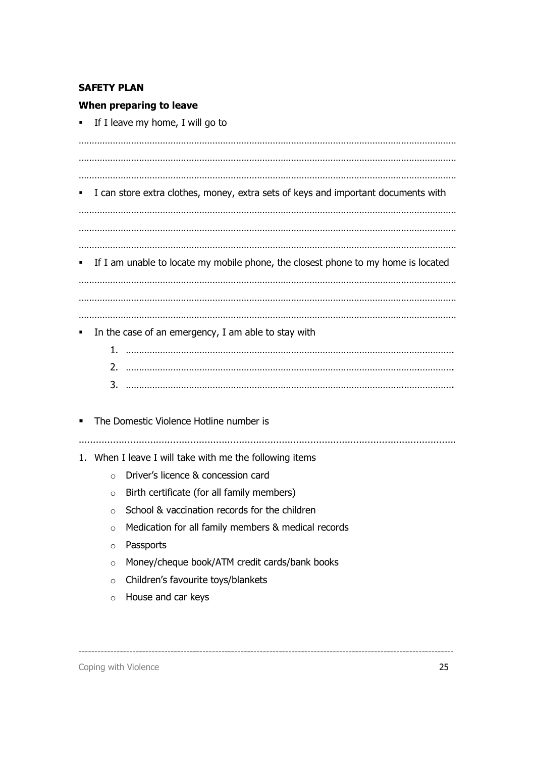**SAFETY PLAN**

**When preparing to leave**

- If I leave my home, I will go to

………………………………………………………………………………………………………………………………
………………………………………………………………………………………………………………………………
………………………………………………………………………………………………………………………………

- I can store extra clothes, money, extra sets of keys and important documents with

………………………………………………………………………………………………………………………………
………………………………………………………………………………………………………………………………
………………………………………………………………………………………………………………………………

- If I am unable to locate my mobile phone, the closest phone to my home is located

………………………………………………………………………………………………………………………………
………………………………………………………………………………………………………………………………
………………………………………………………………………………………………………………………………

- In the case of an emergency, I am able to stay with
  1. ………………………………………………………………………………………………………………
  2. ………………………………………………………………………………………………………………
  3. ………………………………………………………………………………………………………………

- The Domestic Violence Hotline number is

………………………………………………………………………………………………………………………………

1. When I leave I will take with me the following items
   - Driver's licence & concession card
   - Birth certificate (for all family members)
   - School & vaccination records for the children
   - Medication for all family members & medical records
   - Passports
   - Money/cheque book/ATM credit cards/bank books
   - Children's favourite toys/blankets
   - House and car keys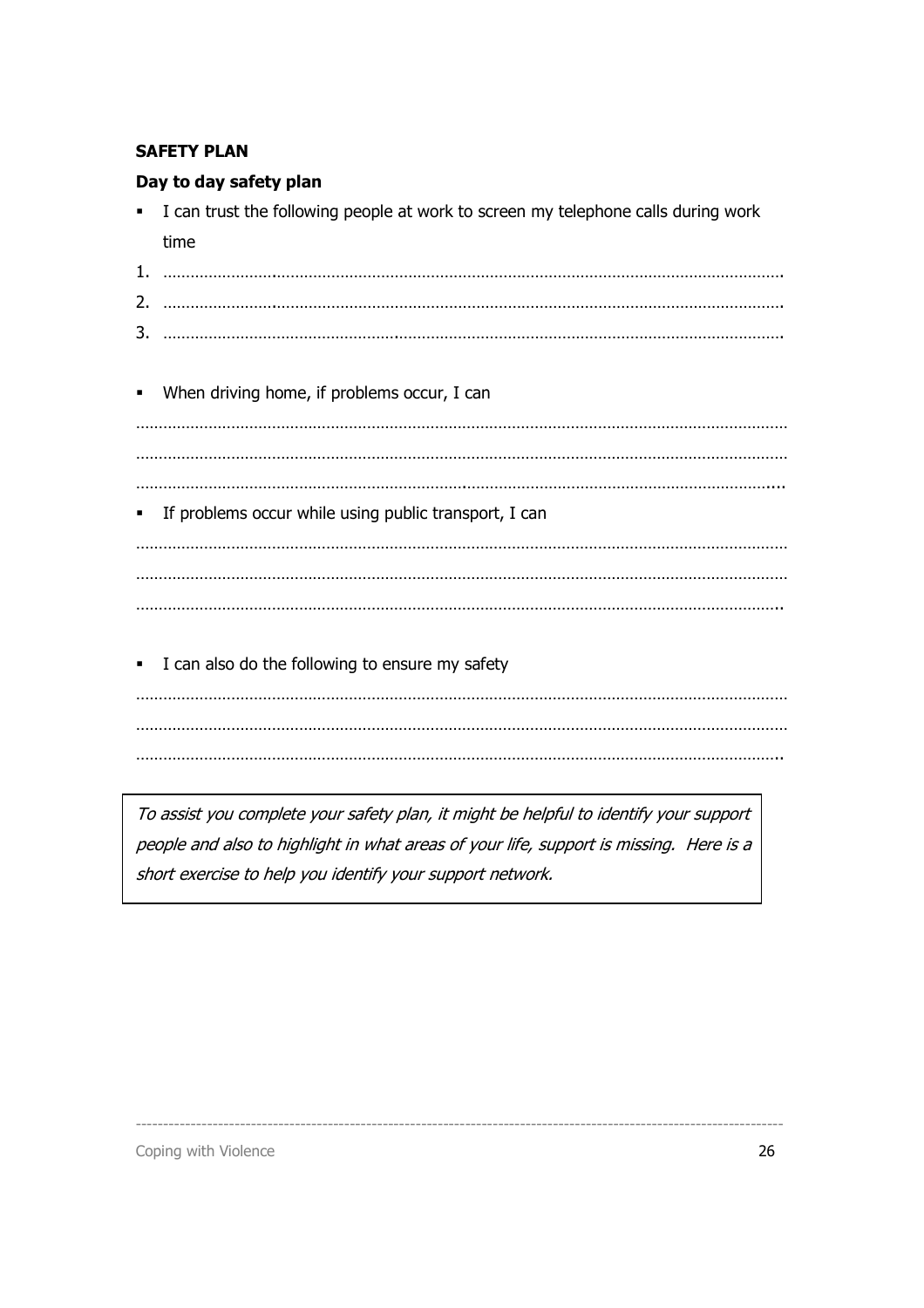**SAFETY PLAN**

**Day to day safety plan**

- I can trust the following people at work to screen my telephone calls during work time

1. ……………………………………………………………………………………………………………
2. ……………………………………………………………………………………………………………
3. ……………………………………………………………………………………………………………

- When driving home, if problems occur, I can

……………………………………………………………………………………………………………………
……………………………………………………………………………………………………………………
……………………………………………………………………………………………………………………

- If problems occur while using public transport, I can

……………………………………………………………………………………………………………………
……………………………………………………………………………………………………………………
……………………………………………………………………………………………………………………

- I can also do the following to ensure my safety

……………………………………………………………………………………………………………………
……………………………………………………………………………………………………………………
……………………………………………………………………………………………………………………

*To assist you complete your safety plan, it might be helpful to identify your support people and also to highlight in what areas of your life, support is missing. Here is a short exercise to help you identify your support network.*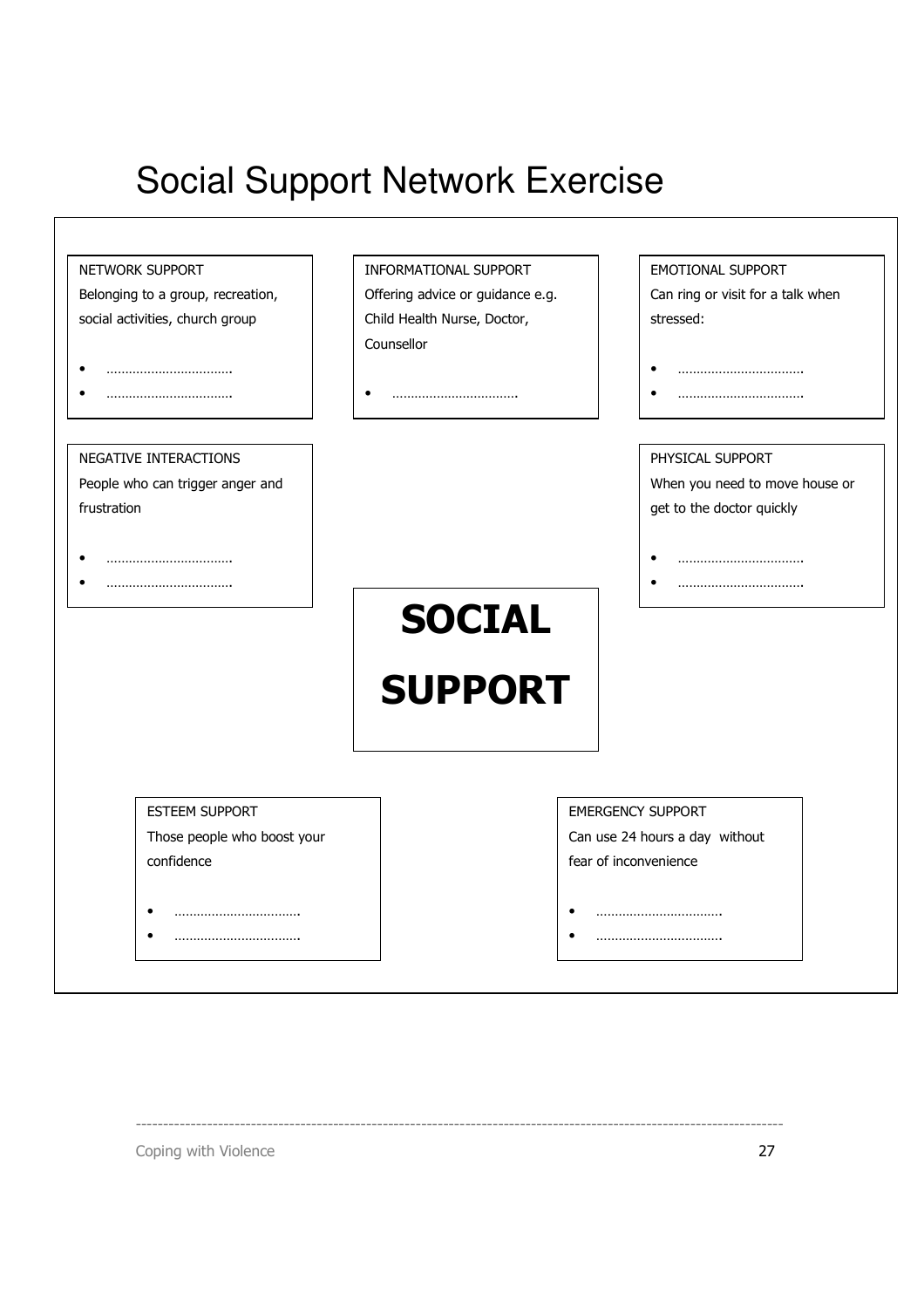# Social Support Network Exercise

**SOCIAL SUPPORT**

NETWORK SUPPORT
Belonging to a group, recreation, social activities, church group

- …………………………….
- …………………………….

INFORMATIONAL SUPPORT
Offering advice or guidance e.g. Child Health Nurse, Doctor, Counsellor

- …………………………….

EMOTIONAL SUPPORT
Can ring or visit for a talk when stressed:

- …………………………….
- …………………………….

NEGATIVE INTERACTIONS
People who can trigger anger and frustration

- …………………………….
- …………………………….

PHYSICAL SUPPORT
When you need to move house or get to the doctor quickly

- …………………………….
- …………………………….

ESTEEM SUPPORT
Those people who boost your confidence

- …………………………….
- …………………………….

EMERGENCY SUPPORT
Can use 24 hours a day without fear of inconvenience

- …………………………….
- …………………………….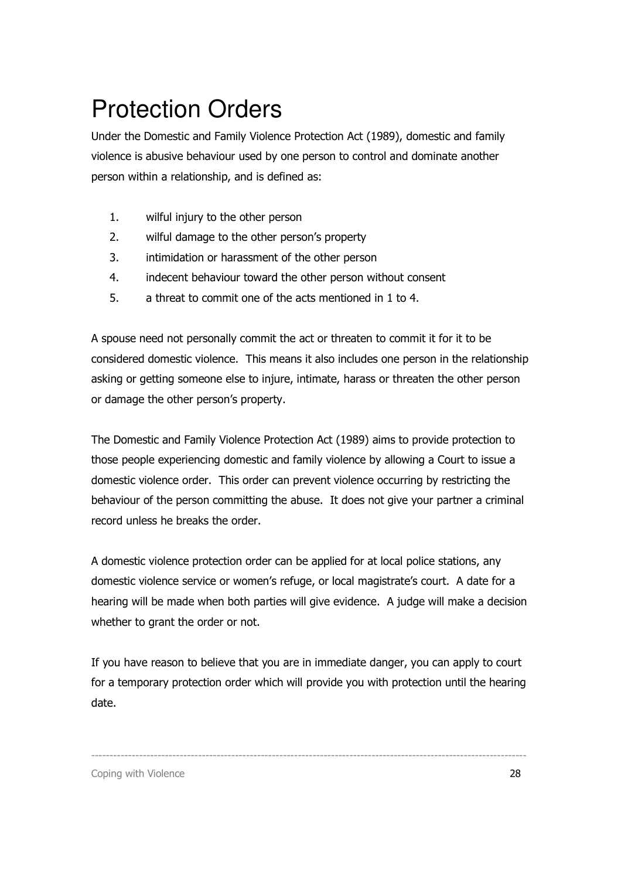# Protection Orders

Under the Domestic and Family Violence Protection Act (1989), domestic and family violence is abusive behaviour used by one person to control and dominate another person within a relationship, and is defined as:

1. wilful injury to the other person
2. wilful damage to the other person's property
3. intimidation or harassment of the other person
4. indecent behaviour toward the other person without consent
5. a threat to commit one of the acts mentioned in 1 to 4.

A spouse need not personally commit the act or threaten to commit it for it to be considered domestic violence. This means it also includes one person in the relationship asking or getting someone else to injure, intimate, harass or threaten the other person or damage the other person's property.

The Domestic and Family Violence Protection Act (1989) aims to provide protection to those people experiencing domestic and family violence by allowing a Court to issue a domestic violence order. This order can prevent violence occurring by restricting the behaviour of the person committing the abuse. It does not give your partner a criminal record unless he breaks the order.

A domestic violence protection order can be applied for at local police stations, any domestic violence service or women's refuge, or local magistrate's court. A date for a hearing will be made when both parties will give evidence. A judge will make a decision whether to grant the order or not.

If you have reason to believe that you are in immediate danger, you can apply to court for a temporary protection order which will provide you with protection until the hearing date.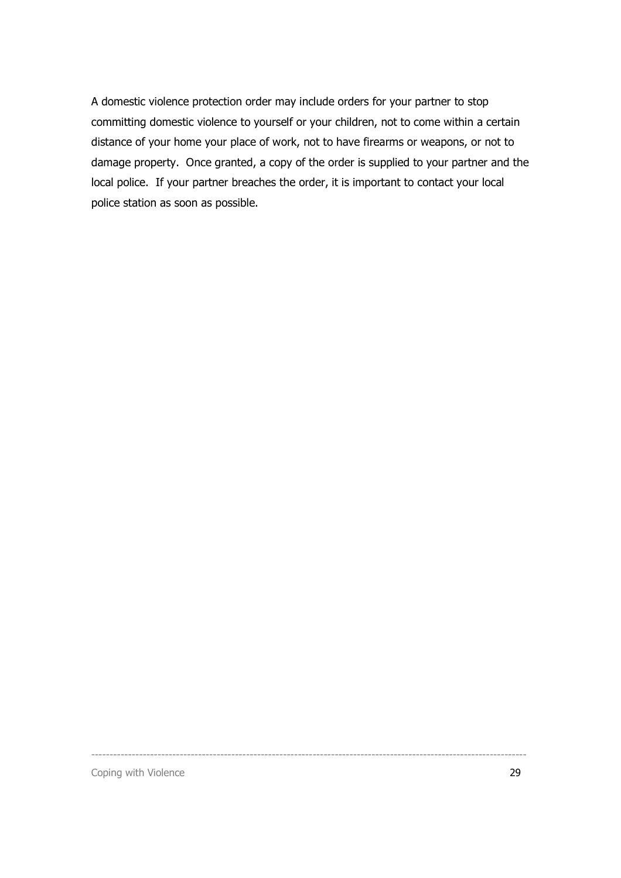A domestic violence protection order may include orders for your partner to stop committing domestic violence to yourself or your children, not to come within a certain distance of your home your place of work, not to have firearms or weapons, or not to damage property. Once granted, a copy of the order is supplied to your partner and the local police. If your partner breaches the order, it is important to contact your local police station as soon as possible.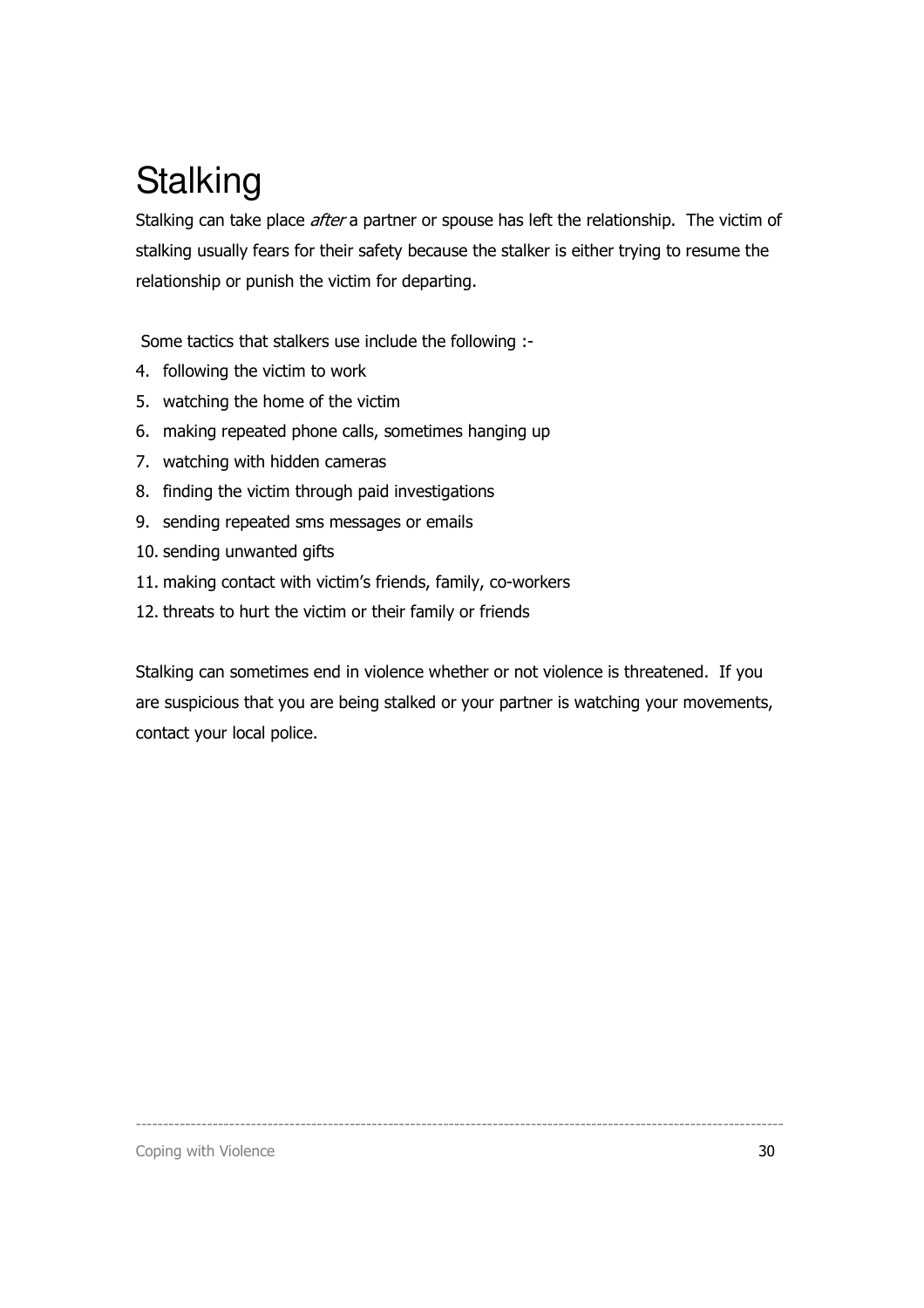# Stalking

Stalking can take place *after* a partner or spouse has left the relationship. The victim of stalking usually fears for their safety because the stalker is either trying to resume the relationship or punish the victim for departing.

Some tactics that stalkers use include the following :-

4. following the victim to work
5. watching the home of the victim
6. making repeated phone calls, sometimes hanging up
7. watching with hidden cameras
8. finding the victim through paid investigations
9. sending repeated sms messages or emails
10. sending unwanted gifts
11. making contact with victim's friends, family, co-workers
12. threats to hurt the victim or their family or friends

Stalking can sometimes end in violence whether or not violence is threatened. If you are suspicious that you are being stalked or your partner is watching your movements, contact your local police.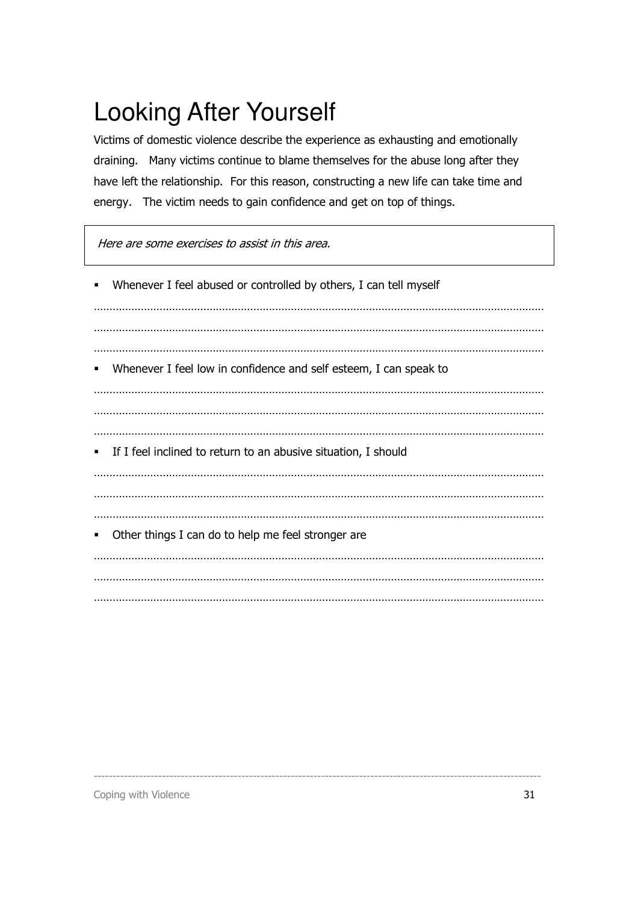# Looking After Yourself

Victims of domestic violence describe the experience as exhausting and emotionally draining. Many victims continue to blame themselves for the abuse long after they have left the relationship. For this reason, constructing a new life can take time and energy. The victim needs to gain confidence and get on top of things.

*Here are some exercises to assist in this area.*

- Whenever I feel abused or controlled by others, I can tell myself

……………………………………………………………………………………………………………………………
……………………………………………………………………………………………………………………………
……………………………………………………………………………………………………………………………

- Whenever I feel low in confidence and self esteem, I can speak to

……………………………………………………………………………………………………………………………
……………………………………………………………………………………………………………………………
……………………………………………………………………………………………………………………………

- If I feel inclined to return to an abusive situation, I should

……………………………………………………………………………………………………………………………
……………………………………………………………………………………………………………………………
……………………………………………………………………………………………………………………………

- Other things I can do to help me feel stronger are

……………………………………………………………………………………………………………………………
……………………………………………………………………………………………………………………………
……………………………………………………………………………………………………………………………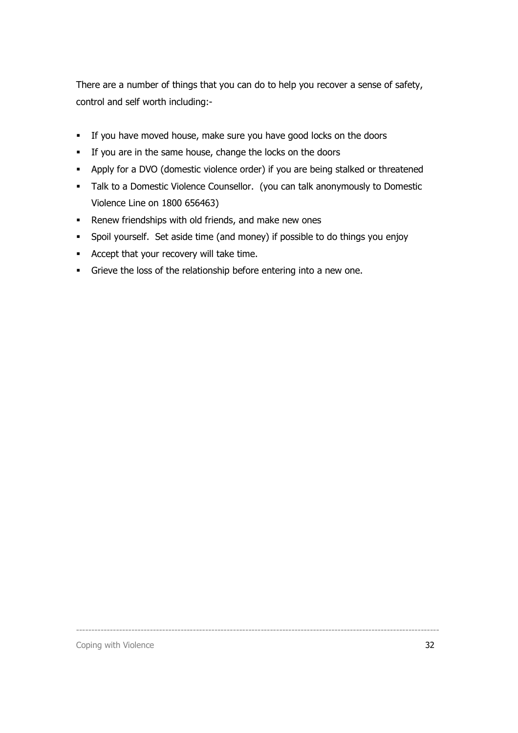There are a number of things that you can do to help you recover a sense of safety, control and self worth including:-

- If you have moved house, make sure you have good locks on the doors
- If you are in the same house, change the locks on the doors
- Apply for a DVO (domestic violence order) if you are being stalked or threatened
- Talk to a Domestic Violence Counsellor. (you can talk anonymously to Domestic Violence Line on 1800 656463)
- Renew friendships with old friends, and make new ones
- Spoil yourself. Set aside time (and money) if possible to do things you enjoy
- Accept that your recovery will take time.
- Grieve the loss of the relationship before entering into a new one.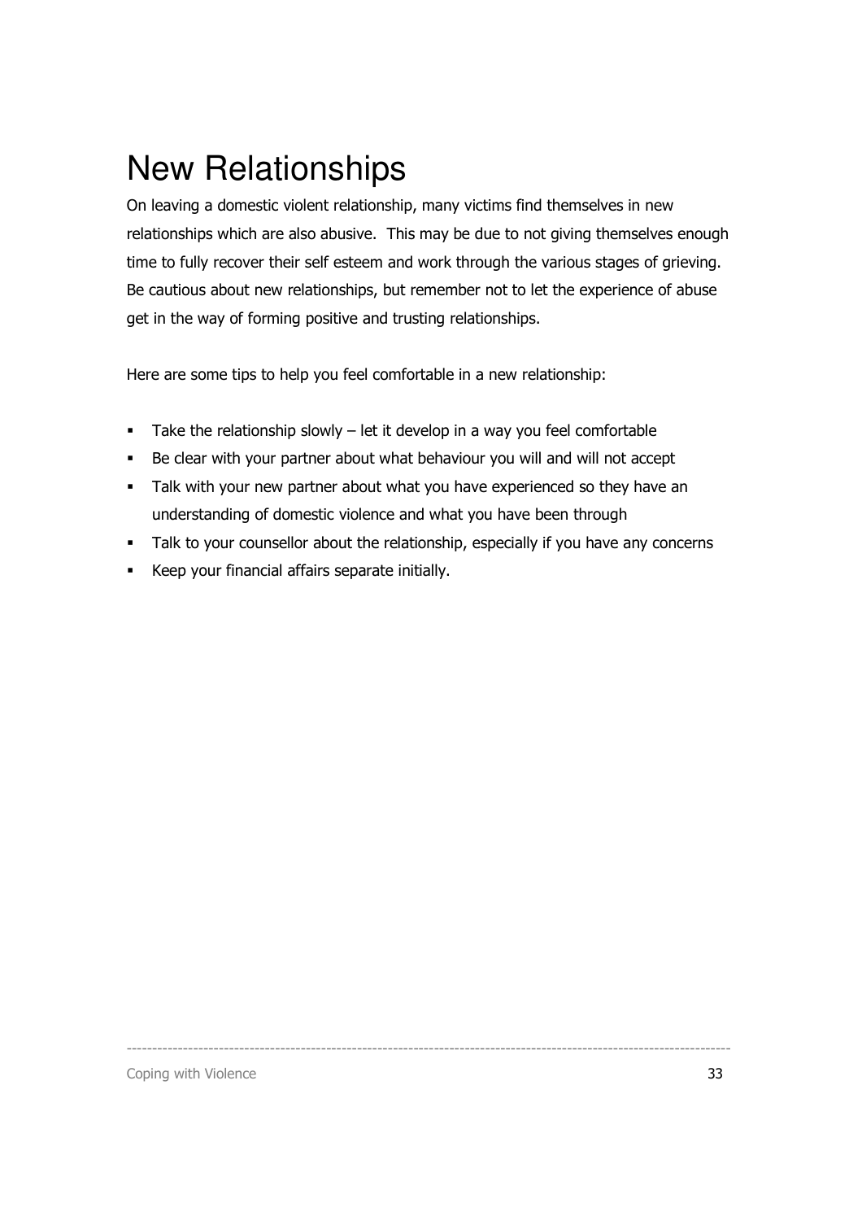# New Relationships

On leaving a domestic violent relationship, many victims find themselves in new relationships which are also abusive.  This may be due to not giving themselves enough time to fully recover their self esteem and work through the various stages of grieving. Be cautious about new relationships, but remember not to let the experience of abuse get in the way of forming positive and trusting relationships.

Here are some tips to help you feel comfortable in a new relationship:

- Take the relationship slowly – let it develop in a way you feel comfortable
- Be clear with your partner about what behaviour you will and will not accept
- Talk with your new partner about what you have experienced so they have an understanding of domestic violence and what you have been through
- Talk to your counsellor about the relationship, especially if you have any concerns
- Keep your financial affairs separate initially.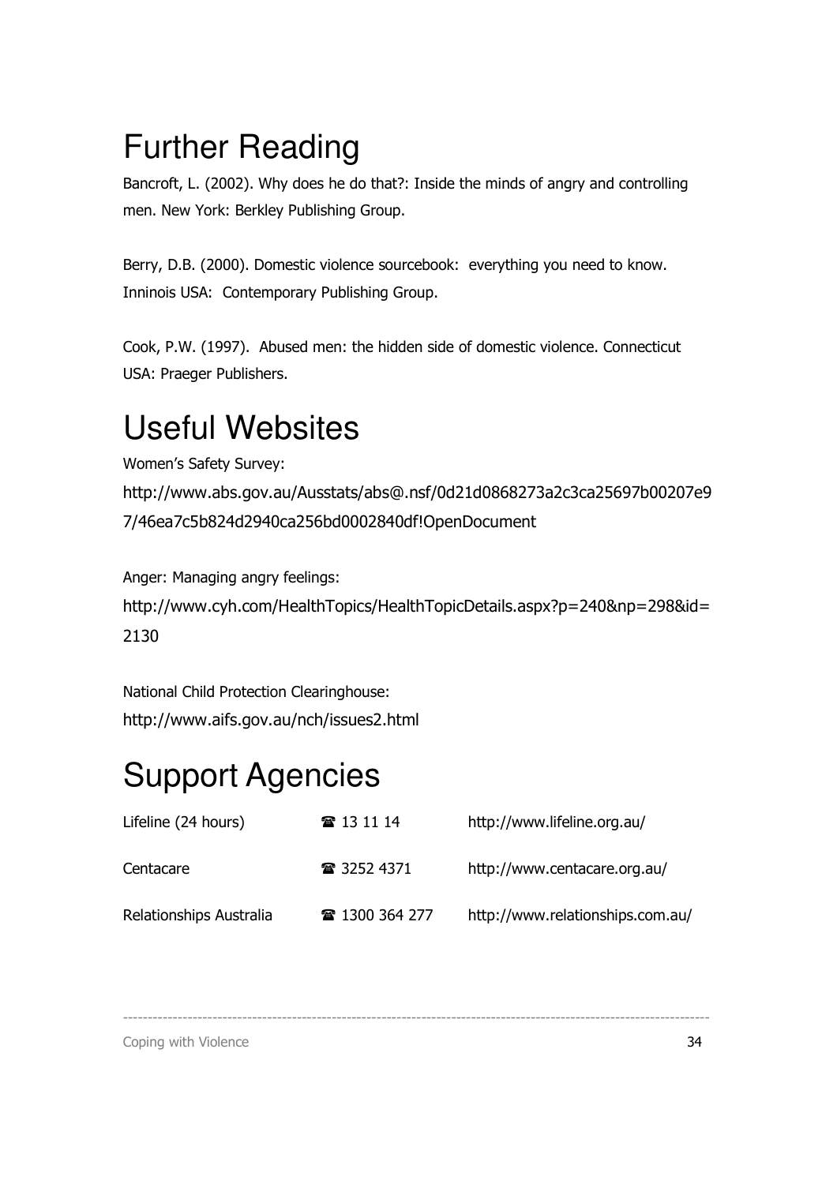# Further Reading

Bancroft, L. (2002). Why does he do that?: Inside the minds of angry and controlling men. New York: Berkley Publishing Group.

Berry, D.B. (2000). Domestic violence sourcebook: everything you need to know. Inninois USA: Contemporary Publishing Group.

Cook, P.W. (1997). Abused men: the hidden side of domestic violence. Connecticut USA: Praeger Publishers.

# Useful Websites

Women's Safety Survey:
http://www.abs.gov.au/Ausstats/abs@.nsf/0d21d0868273a2c3ca25697b00207e97/46ea7c5b824d2940ca256bd0002840df!OpenDocument

Anger: Managing angry feelings:
http://www.cyh.com/HealthTopics/HealthTopicDetails.aspx?p=240&np=298&id=2130

National Child Protection Clearinghouse:
http://www.aifs.gov.au/nch/issues2.html

# Support Agencies

| | | |
|---|---|---|
| Lifeline (24 hours) | ☎ 13 11 14 | http://www.lifeline.org.au/ |
| Centacare | ☎ 3252 4371 | http://www.centacare.org.au/ |
| Relationships Australia | ☎ 1300 364 277 | http://www.relationships.com.au/ |